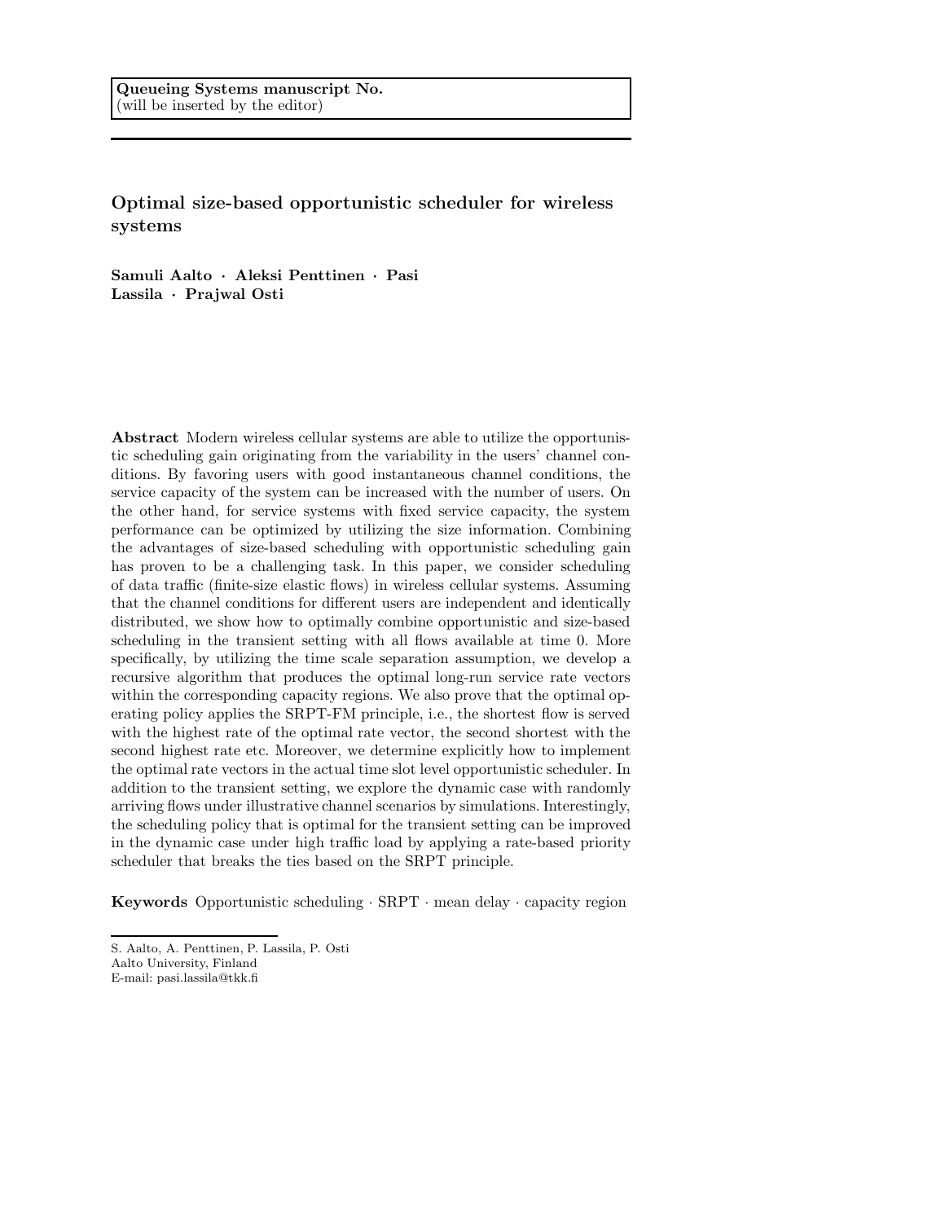Queueing Systems manuscript No.
(will be inserted by the editor)

# Optimal size-based opportunistic scheduler for wireless systems

**Samuli Aalto · Aleksi Penttinen · Pasi Lassila · Prajwal Osti**

**Abstract** Modern wireless cellular systems are able to utilize the opportunistic scheduling gain originating from the variability in the users' channel conditions. By favoring users with good instantaneous channel conditions, the service capacity of the system can be increased with the number of users. On the other hand, for service systems with fixed service capacity, the system performance can be optimized by utilizing the size information. Combining the advantages of size-based scheduling with opportunistic scheduling gain has proven to be a challenging task. In this paper, we consider scheduling of data traffic (finite-size elastic flows) in wireless cellular systems. Assuming that the channel conditions for different users are independent and identically distributed, we show how to optimally combine opportunistic and size-based scheduling in the transient setting with all flows available at time 0. More specifically, by utilizing the time scale separation assumption, we develop a recursive algorithm that produces the optimal long-run service rate vectors within the corresponding capacity regions. We also prove that the optimal operating policy applies the SRPT-FM principle, i.e., the shortest flow is served with the highest rate of the optimal rate vector, the second shortest with the second highest rate etc. Moreover, we determine explicitly how to implement the optimal rate vectors in the actual time slot level opportunistic scheduler. In addition to the transient setting, we explore the dynamic case with randomly arriving flows under illustrative channel scenarios by simulations. Interestingly, the scheduling policy that is optimal for the transient setting can be improved in the dynamic case under high traffic load by applying a rate-based priority scheduler that breaks the ties based on the SRPT principle.

**Keywords** Opportunistic scheduling · SRPT · mean delay · capacity region

S. Aalto, A. Penttinen, P. Lassila, P. Osti
Aalto University, Finland
E-mail: pasi.lassila@tkk.fi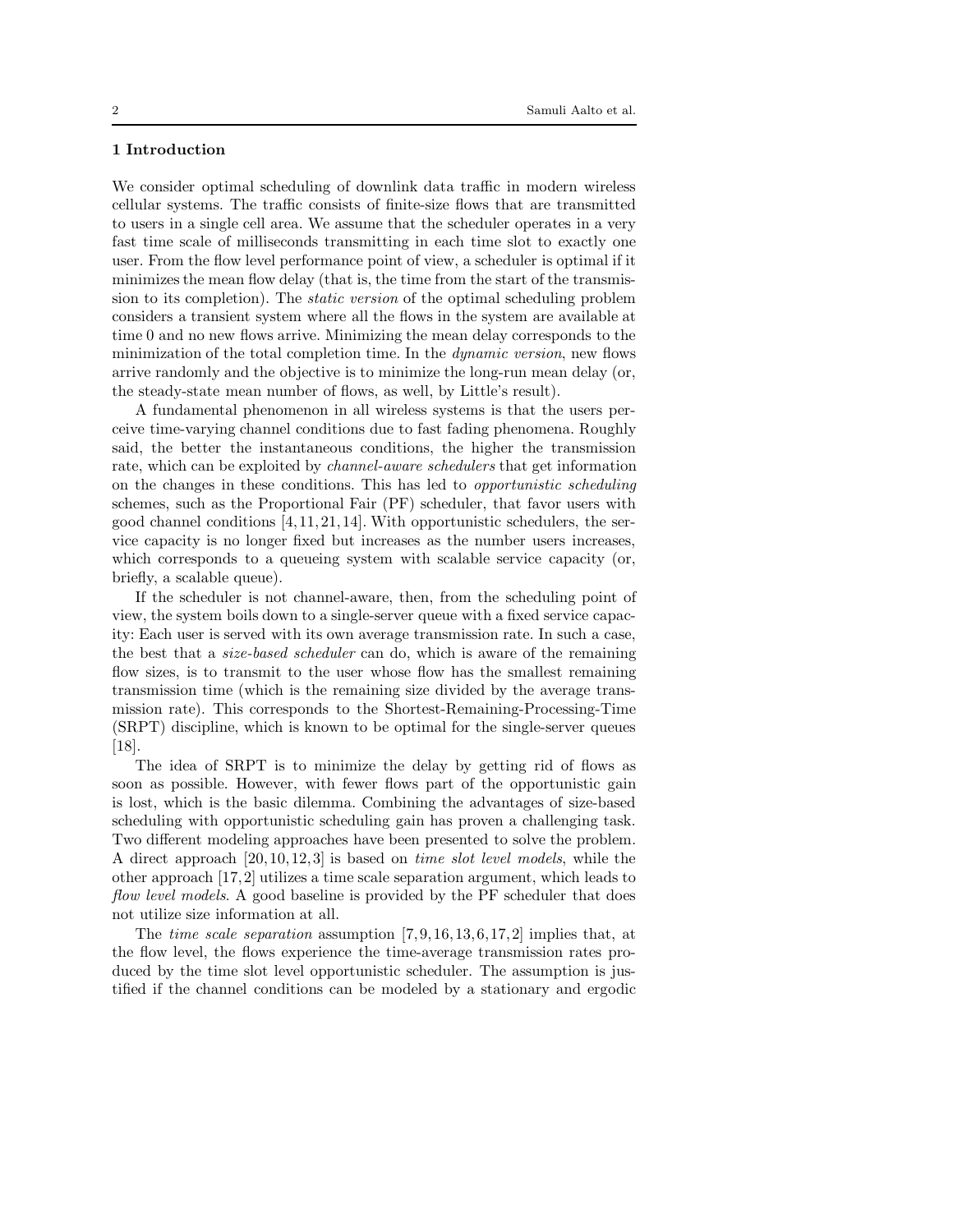## 1 Introduction

We consider optimal scheduling of downlink data traffic in modern wireless cellular systems. The traffic consists of finite-size flows that are transmitted to users in a single cell area. We assume that the scheduler operates in a very fast time scale of milliseconds transmitting in each time slot to exactly one user. From the flow level performance point of view, a scheduler is optimal if it minimizes the mean flow delay (that is, the time from the start of the transmission to its completion). The *static version* of the optimal scheduling problem considers a transient system where all the flows in the system are available at time 0 and no new flows arrive. Minimizing the mean delay corresponds to the minimization of the total completion time. In the *dynamic version*, new flows arrive randomly and the objective is to minimize the long-run mean delay (or, the steady-state mean number of flows, as well, by Little's result).

A fundamental phenomenon in all wireless systems is that the users perceive time-varying channel conditions due to fast fading phenomena. Roughly said, the better the instantaneous conditions, the higher the transmission rate, which can be exploited by *channel-aware schedulers* that get information on the changes in these conditions. This has led to *opportunistic scheduling* schemes, such as the Proportional Fair (PF) scheduler, that favor users with good channel conditions [4,11,21,14]. With opportunistic schedulers, the service capacity is no longer fixed but increases as the number users increases, which corresponds to a queueing system with scalable service capacity (or, briefly, a scalable queue).

If the scheduler is not channel-aware, then, from the scheduling point of view, the system boils down to a single-server queue with a fixed service capacity: Each user is served with its own average transmission rate. In such a case, the best that a *size-based scheduler* can do, which is aware of the remaining flow sizes, is to transmit to the user whose flow has the smallest remaining transmission time (which is the remaining size divided by the average transmission rate). This corresponds to the Shortest-Remaining-Processing-Time (SRPT) discipline, which is known to be optimal for the single-server queues [18].

The idea of SRPT is to minimize the delay by getting rid of flows as soon as possible. However, with fewer flows part of the opportunistic gain is lost, which is the basic dilemma. Combining the advantages of size-based scheduling with opportunistic scheduling gain has proven a challenging task. Two different modeling approaches have been presented to solve the problem. A direct approach [20,10,12,3] is based on *time slot level models*, while the other approach [17,2] utilizes a time scale separation argument, which leads to *flow level models*. A good baseline is provided by the PF scheduler that does not utilize size information at all.

The *time scale separation* assumption [7,9,16,13,6,17,2] implies that, at the flow level, the flows experience the time-average transmission rates produced by the time slot level opportunistic scheduler. The assumption is justified if the channel conditions can be modeled by a stationary and ergodic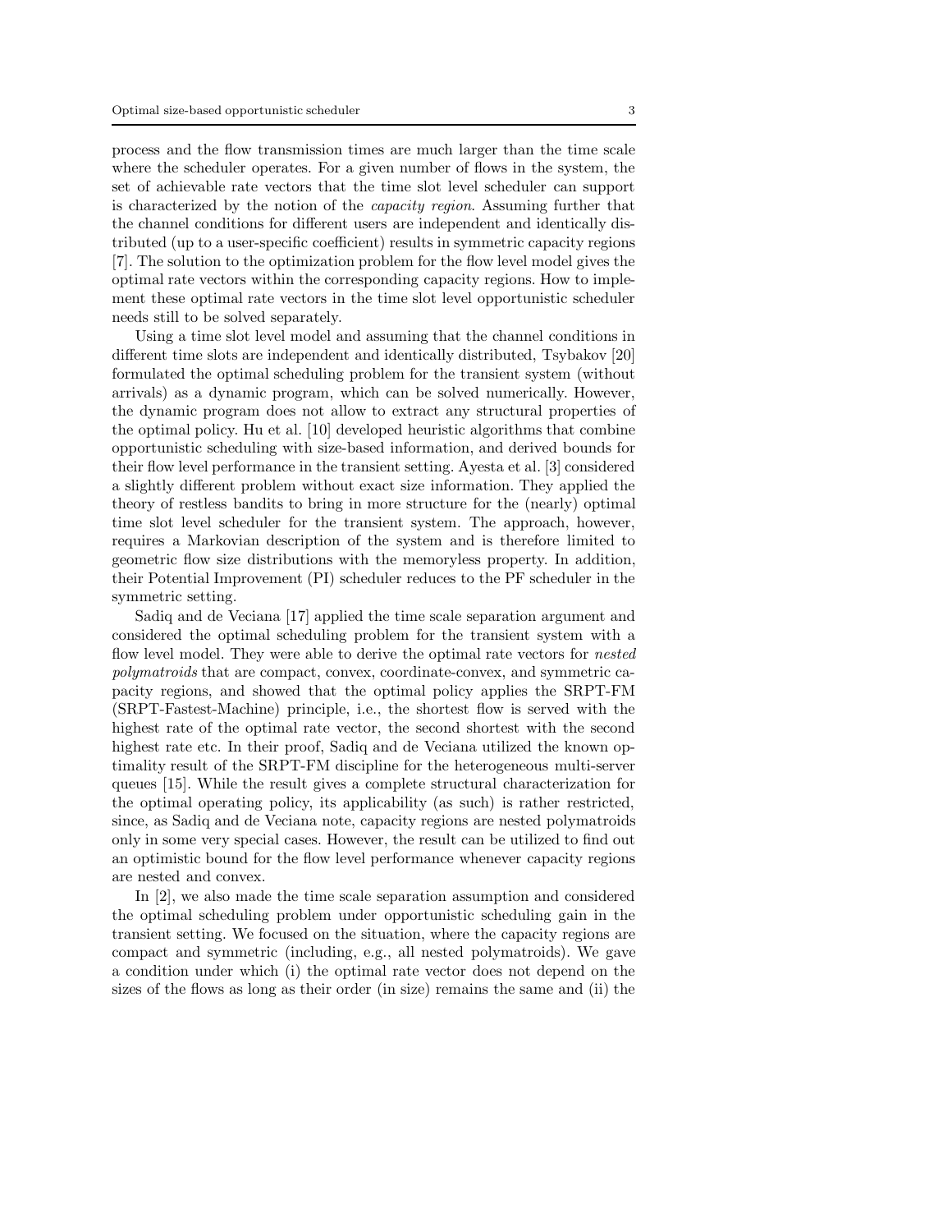process and the flow transmission times are much larger than the time scale where the scheduler operates. For a given number of flows in the system, the set of achievable rate vectors that the time slot level scheduler can support is characterized by the notion of the *capacity region*. Assuming further that the channel conditions for different users are independent and identically distributed (up to a user-specific coefficient) results in symmetric capacity regions [7]. The solution to the optimization problem for the flow level model gives the optimal rate vectors within the corresponding capacity regions. How to implement these optimal rate vectors in the time slot level opportunistic scheduler needs still to be solved separately.

Using a time slot level model and assuming that the channel conditions in different time slots are independent and identically distributed, Tsybakov [20] formulated the optimal scheduling problem for the transient system (without arrivals) as a dynamic program, which can be solved numerically. However, the dynamic program does not allow to extract any structural properties of the optimal policy. Hu et al. [10] developed heuristic algorithms that combine opportunistic scheduling with size-based information, and derived bounds for their flow level performance in the transient setting. Ayesta et al. [3] considered a slightly different problem without exact size information. They applied the theory of restless bandits to bring in more structure for the (nearly) optimal time slot level scheduler for the transient system. The approach, however, requires a Markovian description of the system and is therefore limited to geometric flow size distributions with the memoryless property. In addition, their Potential Improvement (PI) scheduler reduces to the PF scheduler in the symmetric setting.

Sadiq and de Veciana [17] applied the time scale separation argument and considered the optimal scheduling problem for the transient system with a flow level model. They were able to derive the optimal rate vectors for *nested polymatroids* that are compact, convex, coordinate-convex, and symmetric capacity regions, and showed that the optimal policy applies the SRPT-FM (SRPT-Fastest-Machine) principle, i.e., the shortest flow is served with the highest rate of the optimal rate vector, the second shortest with the second highest rate etc. In their proof, Sadiq and de Veciana utilized the known optimality result of the SRPT-FM discipline for the heterogeneous multi-server queues [15]. While the result gives a complete structural characterization for the optimal operating policy, its applicability (as such) is rather restricted, since, as Sadiq and de Veciana note, capacity regions are nested polymatroids only in some very special cases. However, the result can be utilized to find out an optimistic bound for the flow level performance whenever capacity regions are nested and convex.

In [2], we also made the time scale separation assumption and considered the optimal scheduling problem under opportunistic scheduling gain in the transient setting. We focused on the situation, where the capacity regions are compact and symmetric (including, e.g., all nested polymatroids). We gave a condition under which (i) the optimal rate vector does not depend on the sizes of the flows as long as their order (in size) remains the same and (ii) the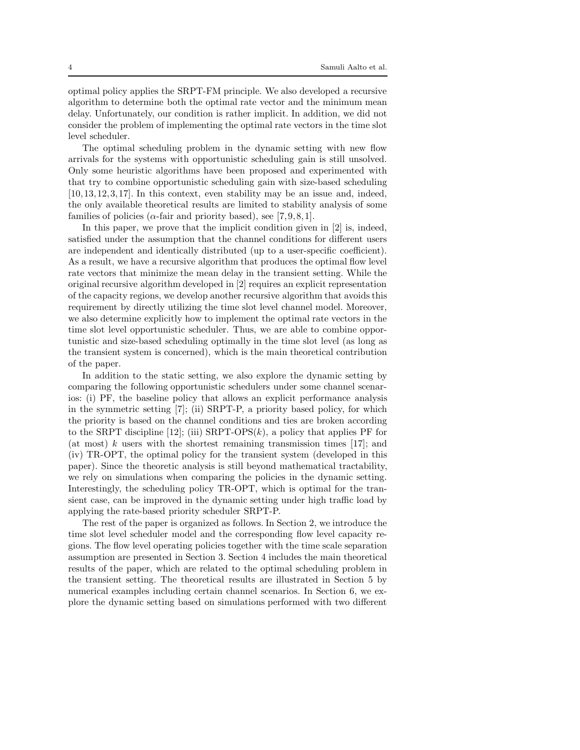optimal policy applies the SRPT-FM principle. We also developed a recursive algorithm to determine both the optimal rate vector and the minimum mean delay. Unfortunately, our condition is rather implicit. In addition, we did not consider the problem of implementing the optimal rate vectors in the time slot level scheduler.

The optimal scheduling problem in the dynamic setting with new flow arrivals for the systems with opportunistic scheduling gain is still unsolved. Only some heuristic algorithms have been proposed and experimented with that try to combine opportunistic scheduling gain with size-based scheduling [10, 13, 12, 3, 17]. In this context, even stability may be an issue and, indeed, the only available theoretical results are limited to stability analysis of some families of policies ($\alpha$-fair and priority based), see [7, 9, 8, 1].

In this paper, we prove that the implicit condition given in [2] is, indeed, satisfied under the assumption that the channel conditions for different users are independent and identically distributed (up to a user-specific coefficient). As a result, we have a recursive algorithm that produces the optimal flow level rate vectors that minimize the mean delay in the transient setting. While the original recursive algorithm developed in [2] requires an explicit representation of the capacity regions, we develop another recursive algorithm that avoids this requirement by directly utilizing the time slot level channel model. Moreover, we also determine explicitly how to implement the optimal rate vectors in the time slot level opportunistic scheduler. Thus, we are able to combine opportunistic and size-based scheduling optimally in the time slot level (as long as the transient system is concerned), which is the main theoretical contribution of the paper.

In addition to the static setting, we also explore the dynamic setting by comparing the following opportunistic schedulers under some channel scenarios: (i) PF, the baseline policy that allows an explicit performance analysis in the symmetric setting [7]; (ii) SRPT-P, a priority based policy, for which the priority is based on the channel conditions and ties are broken according to the SRPT discipline [12]; (iii) SRPT-OPS($k$), a policy that applies PF for (at most) $k$ users with the shortest remaining transmission times [17]; and (iv) TR-OPT, the optimal policy for the transient system (developed in this paper). Since the theoretic analysis is still beyond mathematical tractability, we rely on simulations when comparing the policies in the dynamic setting. Interestingly, the scheduling policy TR-OPT, which is optimal for the transient case, can be improved in the dynamic setting under high traffic load by applying the rate-based priority scheduler SRPT-P.

The rest of the paper is organized as follows. In Section 2, we introduce the time slot level scheduler model and the corresponding flow level capacity regions. The flow level operating policies together with the time scale separation assumption are presented in Section 3. Section 4 includes the main theoretical results of the paper, which are related to the optimal scheduling problem in the transient setting. The theoretical results are illustrated in Section 5 by numerical examples including certain channel scenarios. In Section 6, we explore the dynamic setting based on simulations performed with two different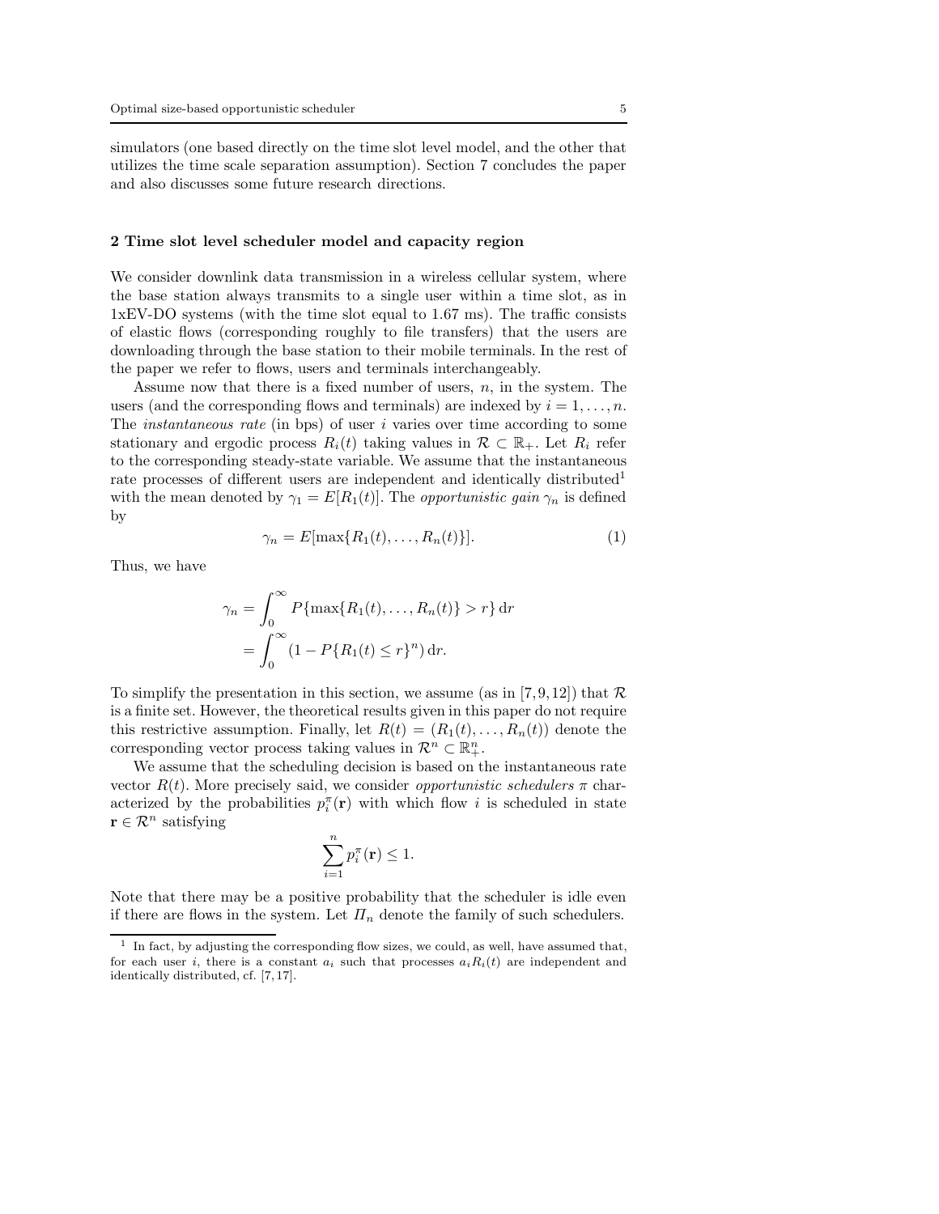simulators (one based directly on the time slot level model, and the other that utilizes the time scale separation assumption). Section 7 concludes the paper and also discusses some future research directions.

## 2 Time slot level scheduler model and capacity region

We consider downlink data transmission in a wireless cellular system, where the base station always transmits to a single user within a time slot, as in 1xEV-DO systems (with the time slot equal to 1.67 ms). The traffic consists of elastic flows (corresponding roughly to file transfers) that the users are downloading through the base station to their mobile terminals. In the rest of the paper we refer to flows, users and terminals interchangeably.

Assume now that there is a fixed number of users, $n$, in the system. The users (and the corresponding flows and terminals) are indexed by $i = 1, \ldots, n$. The *instantaneous rate* (in bps) of user $i$ varies over time according to some stationary and ergodic process $R_i(t)$ taking values in $\mathcal{R} \subset \mathbb{R}_+$. Let $R_i$ refer to the corresponding steady-state variable. We assume that the instantaneous rate processes of different users are independent and identically distributed[1] with the mean denoted by $\gamma_1 = E[R_1(t)]$. The *opportunistic gain* $\gamma_n$ is defined by

$$\gamma_n = E[\max\{R_1(t), \ldots, R_n(t)\}]. \tag{1}$$

Thus, we have

$$\begin{aligned} \gamma_n &= \int_0^\infty P\{\max\{R_1(t), \ldots, R_n(t)\} > r\} \, \mathrm{d}r \\ &= \int_0^\infty (1 - P\{R_1(t) \leq r\}^n) \, \mathrm{d}r. \end{aligned}$$

To simplify the presentation in this section, we assume (as in [7,9,12]) that $\mathcal{R}$ is a finite set. However, the theoretical results given in this paper do not require this restrictive assumption. Finally, let $R(t) = (R_1(t), \ldots, R_n(t))$ denote the corresponding vector process taking values in $\mathcal{R}^n \subset \mathbb{R}_+^n$.

We assume that the scheduling decision is based on the instantaneous rate vector $R(t)$. More precisely said, we consider *opportunistic schedulers* $\pi$ characterized by the probabilities $p_i^\pi(\mathbf{r})$ with which flow $i$ is scheduled in state $\mathbf{r} \in \mathcal{R}^n$ satisfying

$$\sum_{i=1}^n p_i^\pi(\mathbf{r}) \leq 1.$$

Note that there may be a positive probability that the scheduler is idle even if there are flows in the system. Let $\Pi_n$ denote the family of such schedulers.

[1] In fact, by adjusting the corresponding flow sizes, we could, as well, have assumed that, for each user $i$, there is a constant $a_i$ such that processes $a_i R_i(t)$ are independent and identically distributed, cf. [7,17].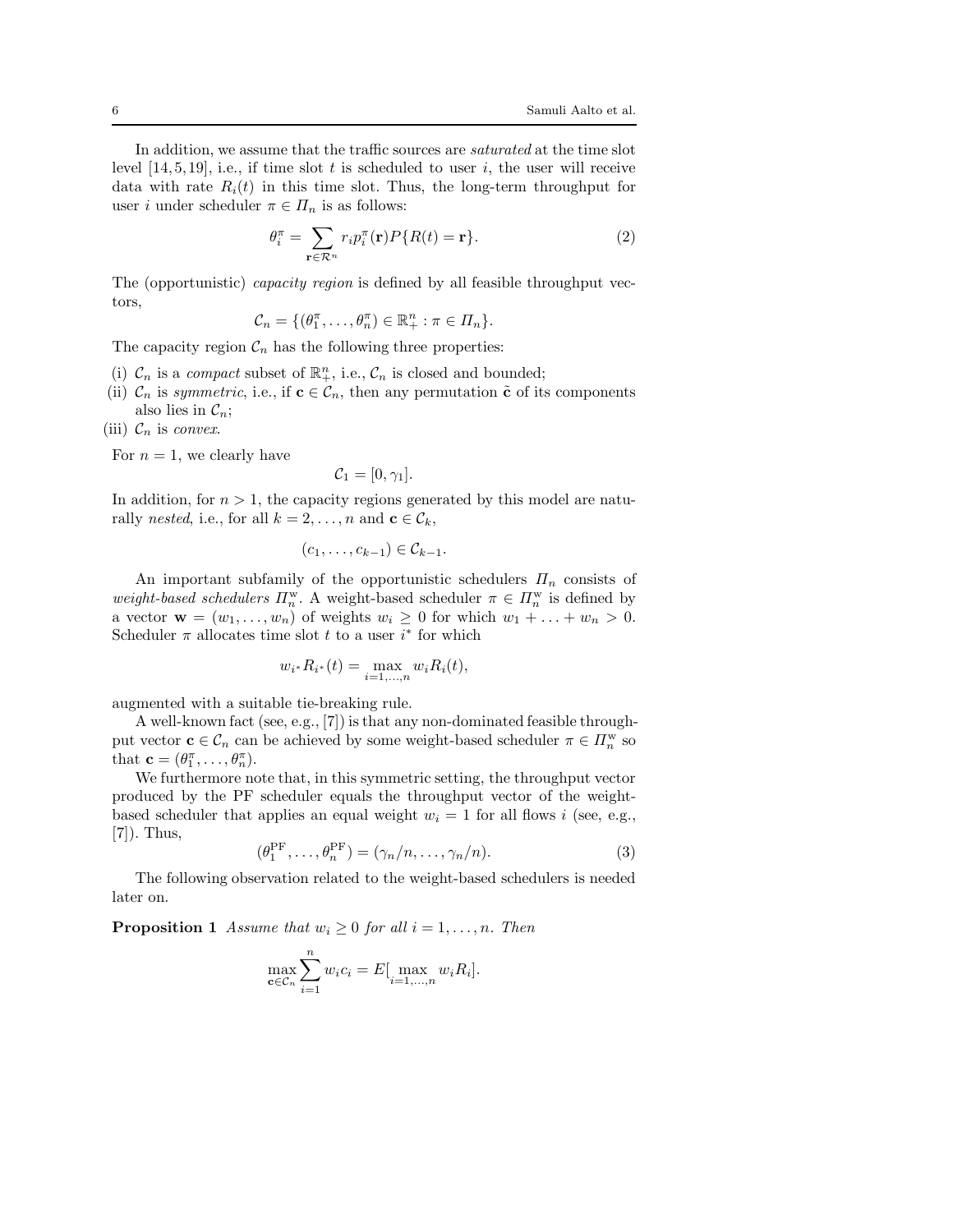In addition, we assume that the traffic sources are *saturated* at the time slot level [14, 5, 19], i.e., if time slot $t$ is scheduled to user $i$, the user will receive data with rate $R_i(t)$ in this time slot. Thus, the long-term throughput for user $i$ under scheduler $\pi \in \Pi_n$ is as follows:

$$\theta_i^\pi = \sum_{\mathbf{r} \in \mathcal{R}^n} r_i p_i^\pi(\mathbf{r}) P\{R(t) = \mathbf{r}\}. \tag{2}$$

The (opportunistic) *capacity region* is defined by all feasible throughput vectors,

$$\mathcal{C}_n = \{(\theta_1^\pi, \ldots, \theta_n^\pi) \in \mathbb{R}_+^n : \pi \in \Pi_n\}.$$

The capacity region $\mathcal{C}_n$ has the following three properties:

(i) $\mathcal{C}_n$ is a *compact* subset of $\mathbb{R}_+^n$, i.e., $\mathcal{C}_n$ is closed and bounded;
(ii) $\mathcal{C}_n$ is *symmetric*, i.e., if $\mathbf{c} \in \mathcal{C}_n$, then any permutation $\tilde{\mathbf{c}}$ of its components also lies in $\mathcal{C}_n$;
(iii) $\mathcal{C}_n$ is *convex*.

For $n = 1$, we clearly have

$$\mathcal{C}_1 = [0, \gamma_1].$$

In addition, for $n > 1$, the capacity regions generated by this model are naturally *nested*, i.e., for all $k = 2, \ldots, n$ and $\mathbf{c} \in \mathcal{C}_k$,

$$(c_1, \ldots, c_{k-1}) \in \mathcal{C}_{k-1}.$$

An important subfamily of the opportunistic schedulers $\Pi_n$ consists of *weight-based schedulers* $\Pi_n^{\mathrm{w}}$. A weight-based scheduler $\pi \in \Pi_n^{\mathrm{w}}$ is defined by a vector $\mathbf{w} = (w_1, \ldots, w_n)$ of weights $w_i \geq 0$ for which $w_1 + \ldots + w_n > 0$. Scheduler $\pi$ allocates time slot $t$ to a user $i^*$ for which

$$w_{i^*} R_{i^*}(t) = \max_{i=1,\ldots,n} w_i R_i(t),$$

augmented with a suitable tie-breaking rule.

A well-known fact (see, e.g., [7]) is that any non-dominated feasible throughput vector $\mathbf{c} \in \mathcal{C}_n$ can be achieved by some weight-based scheduler $\pi \in \Pi_n^{\mathrm{w}}$ so that $\mathbf{c} = (\theta_1^\pi, \ldots, \theta_n^\pi)$.

We furthermore note that, in this symmetric setting, the throughput vector produced by the PF scheduler equals the throughput vector of the weight-based scheduler that applies an equal weight $w_i = 1$ for all flows $i$ (see, e.g., [7]). Thus,

$$(\theta_1^{\mathrm{PF}}, \ldots, \theta_n^{\mathrm{PF}}) = (\gamma_n/n, \ldots, \gamma_n/n). \tag{3}$$

The following observation related to the weight-based schedulers is needed later on.

**Proposition 1** *Assume that $w_i \geq 0$ for all $i = 1, \ldots, n$. Then*

$$\max_{\mathbf{c} \in \mathcal{C}_n} \sum_{i=1}^n w_i c_i = E[\max_{i=1,\ldots,n} w_i R_i].$$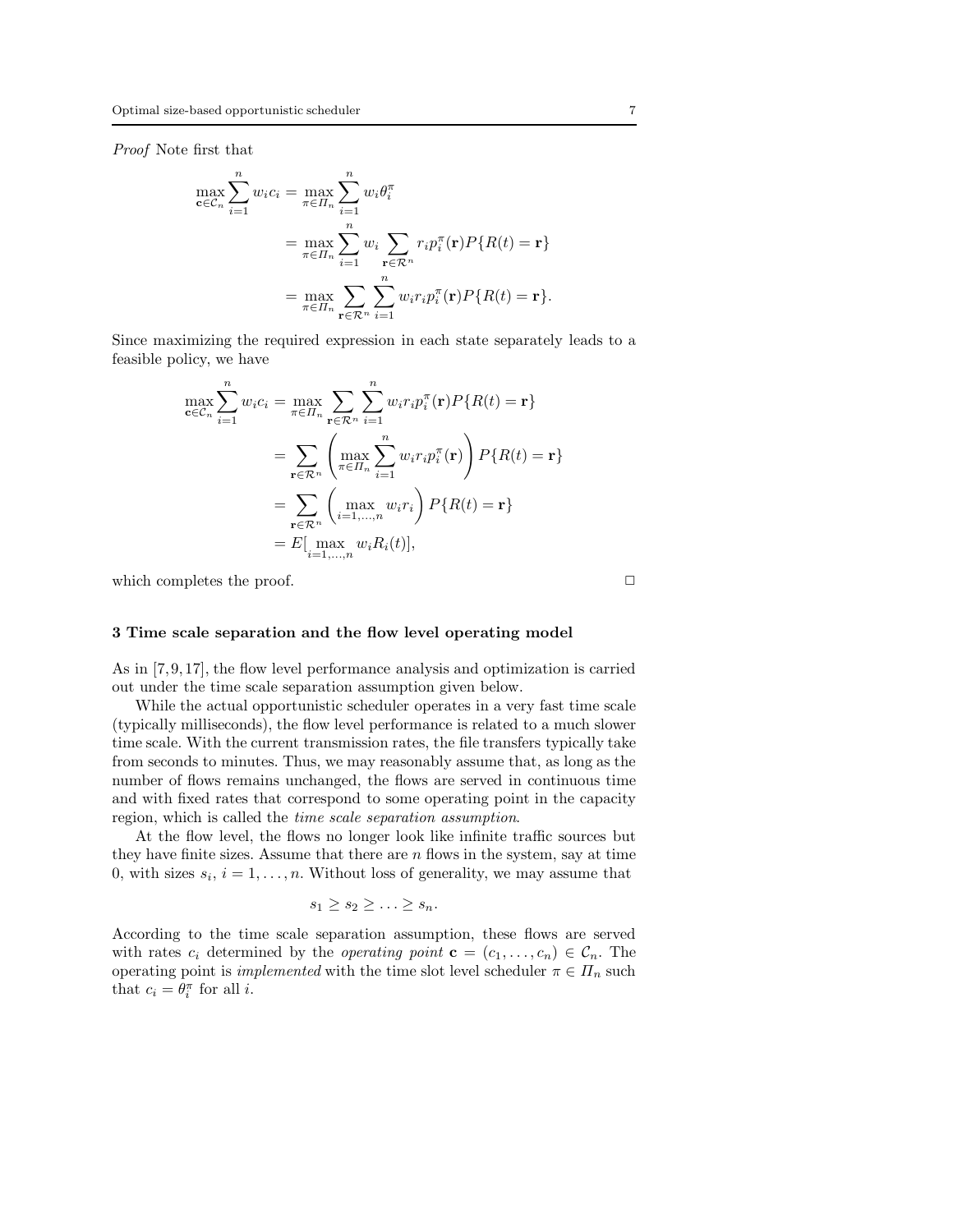*Proof* Note first that

$$\max_{\mathbf{c}\in\mathcal{C}_n}\sum_{i=1}^{n} w_i c_i = \max_{\pi\in\Pi_n}\sum_{i=1}^{n} w_i \theta_i^{\pi}$$

$$= \max_{\pi\in\Pi_n}\sum_{i=1}^{n} w_i \sum_{\mathbf{r}\in\mathcal{R}^n} r_i p_i^{\pi}(\mathbf{r}) P\{R(t)=\mathbf{r}\}$$

$$= \max_{\pi\in\Pi_n}\sum_{\mathbf{r}\in\mathcal{R}^n}\sum_{i=1}^{n} w_i r_i p_i^{\pi}(\mathbf{r}) P\{R(t)=\mathbf{r}\}.$$

Since maximizing the required expression in each state separately leads to a feasible policy, we have

$$\max_{\mathbf{c}\in\mathcal{C}_n}\sum_{i=1}^{n} w_i c_i = \max_{\pi\in\Pi_n}\sum_{\mathbf{r}\in\mathcal{R}^n}\sum_{i=1}^{n} w_i r_i p_i^{\pi}(\mathbf{r}) P\{R(t)=\mathbf{r}\}$$

$$= \sum_{\mathbf{r}\in\mathcal{R}^n}\left(\max_{\pi\in\Pi_n}\sum_{i=1}^{n} w_i r_i p_i^{\pi}(\mathbf{r})\right) P\{R(t)=\mathbf{r}\}$$

$$= \sum_{\mathbf{r}\in\mathcal{R}^n}\left(\max_{i=1,\ldots,n} w_i r_i\right) P\{R(t)=\mathbf{r}\}$$

$$= E[\max_{i=1,\ldots,n} w_i R_i(t)],$$

which completes the proof. □

## 3 Time scale separation and the flow level operating model

As in [7,9,17], the flow level performance analysis and optimization is carried out under the time scale separation assumption given below.

While the actual opportunistic scheduler operates in a very fast time scale (typically milliseconds), the flow level performance is related to a much slower time scale. With the current transmission rates, the file transfers typically take from seconds to minutes. Thus, we may reasonably assume that, as long as the number of flows remains unchanged, the flows are served in continuous time and with fixed rates that correspond to some operating point in the capacity region, which is called the *time scale separation assumption*.

At the flow level, the flows no longer look like infinite traffic sources but they have finite sizes. Assume that there are $n$ flows in the system, say at time 0, with sizes $s_i$, $i = 1, \ldots, n$. Without loss of generality, we may assume that

$$s_1 \geq s_2 \geq \ldots \geq s_n.$$

According to the time scale separation assumption, these flows are served with rates $c_i$ determined by the *operating point* $\mathbf{c} = (c_1, \ldots, c_n) \in \mathcal{C}_n$. The operating point is *implemented* with the time slot level scheduler $\pi \in \Pi_n$ such that $c_i = \theta_i^{\pi}$ for all $i$.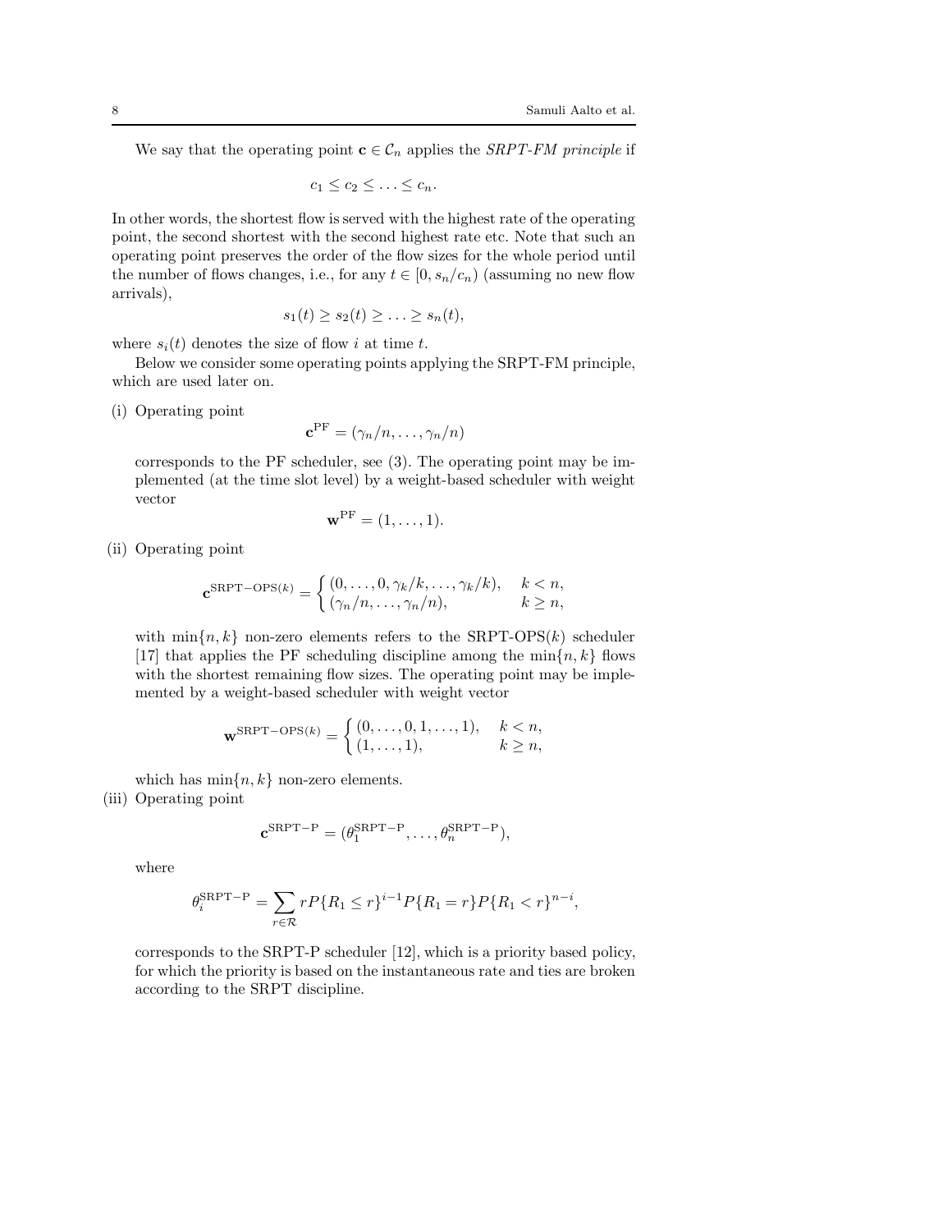We say that the operating point $\mathbf{c} \in \mathcal{C}_n$ applies the *SRPT-FM principle* if

$$c_1 \leq c_2 \leq \ldots \leq c_n.$$

In other words, the shortest flow is served with the highest rate of the operating point, the second shortest with the second highest rate etc. Note that such an operating point preserves the order of the flow sizes for the whole period until the number of flows changes, i.e., for any $t \in [0, s_n/c_n)$ (assuming no new flow arrivals),

$$s_1(t) \geq s_2(t) \geq \ldots \geq s_n(t),$$

where $s_i(t)$ denotes the size of flow $i$ at time $t$.

Below we consider some operating points applying the SRPT-FM principle, which are used later on.

(i) Operating point

$$\mathbf{c}^{\mathrm{PF}} = (\gamma_n/n, \ldots, \gamma_n/n)$$

corresponds to the PF scheduler, see (3). The operating point may be implemented (at the time slot level) by a weight-based scheduler with weight vector

$$\mathbf{w}^{\mathrm{PF}} = (1, \ldots, 1).$$

(ii) Operating point

$$\mathbf{c}^{\mathrm{SRPT-OPS}(k)} = \begin{cases} (0, \ldots, 0, \gamma_k/k, \ldots, \gamma_k/k), & k < n, \\ (\gamma_n/n, \ldots, \gamma_n/n), & k \geq n, \end{cases}$$

with $\min\{n, k\}$ non-zero elements refers to the SRPT-OPS($k$) scheduler [17] that applies the PF scheduling discipline among the $\min\{n, k\}$ flows with the shortest remaining flow sizes. The operating point may be implemented by a weight-based scheduler with weight vector

$$\mathbf{w}^{\mathrm{SRPT-OPS}(k)} = \begin{cases} (0, \ldots, 0, 1, \ldots, 1), & k < n, \\ (1, \ldots, 1), & k \geq n, \end{cases}$$

which has $\min\{n, k\}$ non-zero elements.

(iii) Operating point

$$\mathbf{c}^{\mathrm{SRPT-P}} = (\theta_1^{\mathrm{SRPT-P}}, \ldots, \theta_n^{\mathrm{SRPT-P}}),$$

where

$$\theta_i^{\mathrm{SRPT-P}} = \sum_{r \in \mathcal{R}} r P\{R_1 \leq r\}^{i-1} P\{R_1 = r\} P\{R_1 < r\}^{n-i},$$

corresponds to the SRPT-P scheduler [12], which is a priority based policy, for which the priority is based on the instantaneous rate and ties are broken according to the SRPT discipline.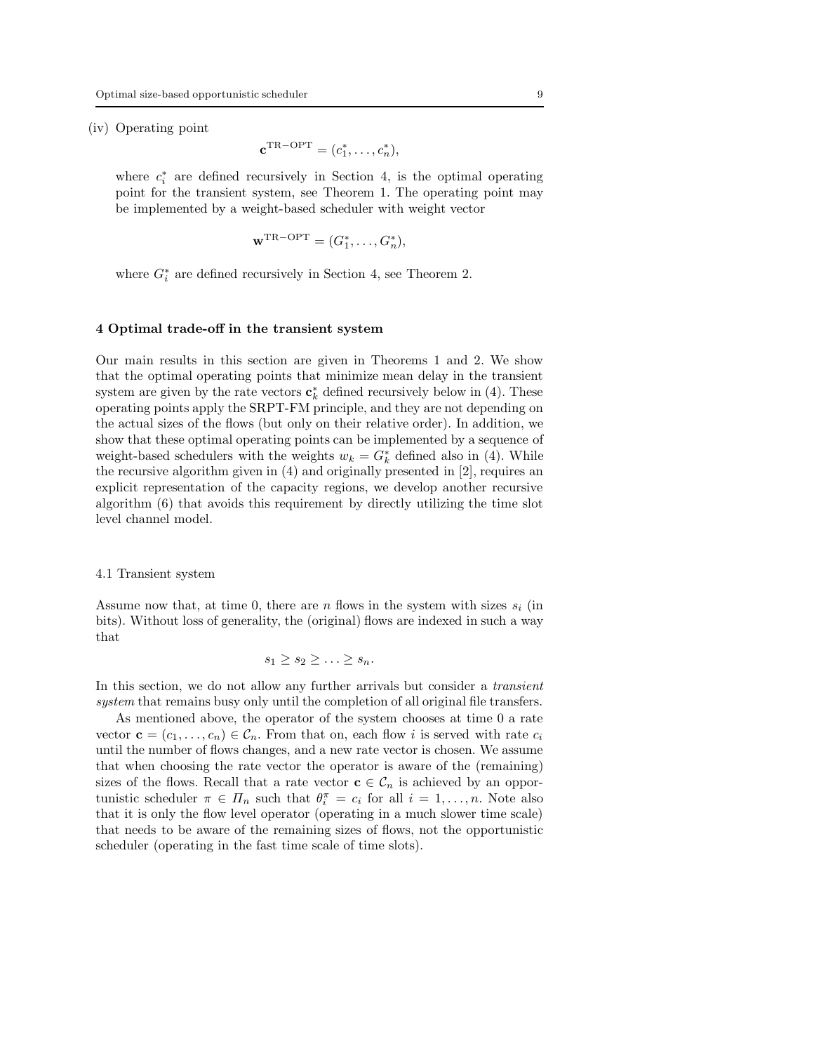(iv) Operating point

$$\mathbf{c}^{\mathrm{TR-OPT}} = (c_1^*, \ldots, c_n^*),$$

where $c_i^*$ are defined recursively in Section 4, is the optimal operating point for the transient system, see Theorem 1. The operating point may be implemented by a weight-based scheduler with weight vector

$$\mathbf{w}^{\mathrm{TR-OPT}} = (G_1^*, \ldots, G_n^*),$$

where $G_i^*$ are defined recursively in Section 4, see Theorem 2.

## 4 Optimal trade-off in the transient system

Our main results in this section are given in Theorems 1 and 2. We show that the optimal operating points that minimize mean delay in the transient system are given by the rate vectors $\mathbf{c}_k^*$ defined recursively below in (4). These operating points apply the SRPT-FM principle, and they are not depending on the actual sizes of the flows (but only on their relative order). In addition, we show that these optimal operating points can be implemented by a sequence of weight-based schedulers with the weights $w_k = G_k^*$ defined also in (4). While the recursive algorithm given in (4) and originally presented in [2], requires an explicit representation of the capacity regions, we develop another recursive algorithm (6) that avoids this requirement by directly utilizing the time slot level channel model.

### 4.1 Transient system

Assume now that, at time 0, there are $n$ flows in the system with sizes $s_i$ (in bits). Without loss of generality, the (original) flows are indexed in such a way that

$$s_1 \geq s_2 \geq \ldots \geq s_n.$$

In this section, we do not allow any further arrivals but consider a *transient system* that remains busy only until the completion of all original file transfers.

As mentioned above, the operator of the system chooses at time 0 a rate vector $\mathbf{c} = (c_1, \ldots, c_n) \in \mathcal{C}_n$. From that on, each flow $i$ is served with rate $c_i$ until the number of flows changes, and a new rate vector is chosen. We assume that when choosing the rate vector the operator is aware of the (remaining) sizes of the flows. Recall that a rate vector $\mathbf{c} \in \mathcal{C}_n$ is achieved by an opportunistic scheduler $\pi \in \Pi_n$ such that $\theta_i^\pi = c_i$ for all $i = 1, \ldots, n$. Note also that it is only the flow level operator (operating in a much slower time scale) that needs to be aware of the remaining sizes of flows, not the opportunistic scheduler (operating in the fast time scale of time slots).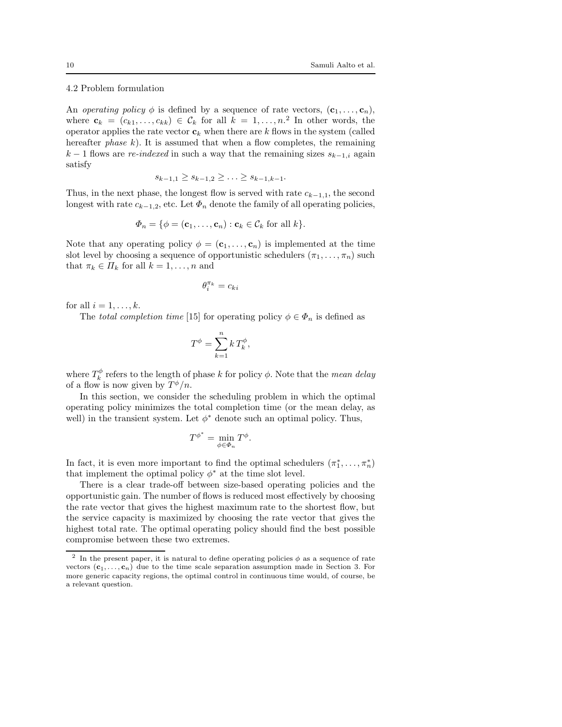### 4.2 Problem formulation

An *operating policy* $\phi$ is defined by a sequence of rate vectors, $(\mathbf{c}_1, \ldots, \mathbf{c}_n)$, where $\mathbf{c}_k = (c_{k1}, \ldots, c_{kk}) \in \mathcal{C}_k$ for all $k = 1, \ldots, n$.[2] In other words, the operator applies the rate vector $\mathbf{c}_k$ when there are $k$ flows in the system (called hereafter *phase* $k$). It is assumed that when a flow completes, the remaining $k-1$ flows are *re-indexed* in such a way that the remaining sizes $s_{k-1,i}$ again satisfy

$$s_{k-1,1} \geq s_{k-1,2} \geq \ldots \geq s_{k-1,k-1}.$$

Thus, in the next phase, the longest flow is served with rate $c_{k-1,1}$, the second longest with rate $c_{k-1,2}$, etc. Let $\Phi_n$ denote the family of all operating policies,

$$\Phi_n = \{\phi = (\mathbf{c}_1, \ldots, \mathbf{c}_n) : \mathbf{c}_k \in \mathcal{C}_k \text{ for all } k\}.$$

Note that any operating policy $\phi = (\mathbf{c}_1, \ldots, \mathbf{c}_n)$ is implemented at the time slot level by choosing a sequence of opportunistic schedulers $(\pi_1, \ldots, \pi_n)$ such that $\pi_k \in \Pi_k$ for all $k = 1, \ldots, n$ and

$$\theta_i^{\pi_k} = c_{ki}$$

for all $i = 1, \ldots, k$.

The *total completion time* [15] for operating policy $\phi \in \Phi_n$ is defined as

$$T^{\phi} = \sum_{k=1}^{n} k \, T_k^{\phi},$$

where $T_k^{\phi}$ refers to the length of phase $k$ for policy $\phi$. Note that the *mean delay* of a flow is now given by $T^{\phi}/n$.

In this section, we consider the scheduling problem in which the optimal operating policy minimizes the total completion time (or the mean delay, as well) in the transient system. Let $\phi^*$ denote such an optimal policy. Thus,

$$T^{\phi^*} = \min_{\phi \in \Phi_n} T^{\phi}.$$

In fact, it is even more important to find the optimal schedulers $(\pi_1^*, \ldots, \pi_n^*)$ that implement the optimal policy $\phi^*$ at the time slot level.

There is a clear trade-off between size-based operating policies and the opportunistic gain. The number of flows is reduced most effectively by choosing the rate vector that gives the highest maximum rate to the shortest flow, but the service capacity is maximized by choosing the rate vector that gives the highest total rate. The optimal operating policy should find the best possible compromise between these two extremes.

---

[2] In the present paper, it is natural to define operating policies $\phi$ as a sequence of rate vectors $(\mathbf{c}_1, \ldots, \mathbf{c}_n)$ due to the time scale separation assumption made in Section 3. For more generic capacity regions, the optimal control in continuous time would, of course, be a relevant question.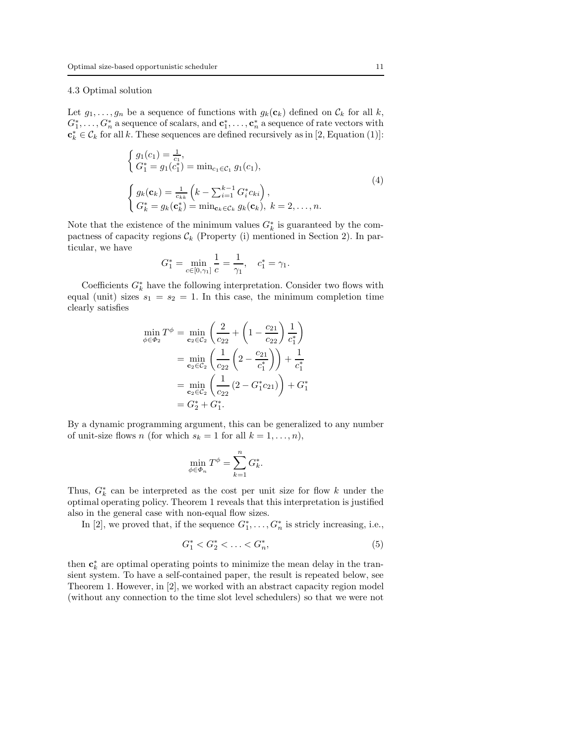### 4.3 Optimal solution

Let $g_1, \ldots, g_n$ be a sequence of functions with $g_k(\mathbf{c}_k)$ defined on $\mathcal{C}_k$ for all $k$, $G_1^*, \ldots, G_n^*$ a sequence of scalars, and $\mathbf{c}_1^*, \ldots, \mathbf{c}_n^*$ a sequence of rate vectors with $\mathbf{c}_k^* \in \mathcal{C}_k$ for all $k$. These sequences are defined recursively as in [2, Equation (1)]:

$$
\begin{cases} g_1(c_1) = \frac{1}{c_1}, \\ G_1^* = g_1(c_1^*) = \min_{c_1 \in \mathcal{C}_1} g_1(c_1), \end{cases}
$$
$$
\begin{cases} g_k(\mathbf{c}_k) = \frac{1}{c_{kk}} \left( k - \sum_{i=1}^{k-1} G_i^* c_{ki} \right), \\ G_k^* = g_k(\mathbf{c}_k^*) = \min_{\mathbf{c}_k \in \mathcal{C}_k} g_k(\mathbf{c}_k), \; k = 2, \ldots, n. \end{cases} \tag{4}
$$

Note that the existence of the minimum values $G_k^*$ is guaranteed by the compactness of capacity regions $\mathcal{C}_k$ (Property (i) mentioned in Section 2). In particular, we have

$$
G_1^* = \min_{c \in [0, \gamma_1]} \frac{1}{c} = \frac{1}{\gamma_1}, \quad c_1^* = \gamma_1.
$$

Coefficients $G_k^*$ have the following interpretation. Consider two flows with equal (unit) sizes $s_1 = s_2 = 1$. In this case, the minimum completion time clearly satisfies

$$
\begin{aligned}
\min_{\phi \in \Phi_2} T^\phi &= \min_{\mathbf{c}_2 \in \mathcal{C}_2} \left( \frac{2}{c_{22}} + \left( 1 - \frac{c_{21}}{c_{22}} \right) \frac{1}{c_1^*} \right) \\
&= \min_{\mathbf{c}_2 \in \mathcal{C}_2} \left( \frac{1}{c_{22}} \left( 2 - \frac{c_{21}}{c_1^*} \right) \right) + \frac{1}{c_1^*} \\
&= \min_{\mathbf{c}_2 \in \mathcal{C}_2} \left( \frac{1}{c_{22}} \left( 2 - G_1^* c_{21} \right) \right) + G_1^* \\
&= G_2^* + G_1^*.
\end{aligned}
$$

By a dynamic programming argument, this can be generalized to any number of unit-size flows $n$ (for which $s_k = 1$ for all $k = 1, \ldots, n$),

$$
\min_{\phi \in \Phi_n} T^\phi = \sum_{k=1}^{n} G_k^*.
$$

Thus, $G_k^*$ can be interpreted as the cost per unit size for flow $k$ under the optimal operating policy. Theorem 1 reveals that this interpretation is justified also in the general case with non-equal flow sizes.

In [2], we proved that, if the sequence $G_1^*, \ldots, G_n^*$ is stricly increasing, i.e.,

$$
G_1^* < G_2^* < \ldots < G_n^*, \tag{5}
$$

then $\mathbf{c}_k^*$ are optimal operating points to minimize the mean delay in the transient system. To have a self-contained paper, the result is repeated below, see Theorem 1. However, in [2], we worked with an abstract capacity region model (without any connection to the time slot level schedulers) so that we were not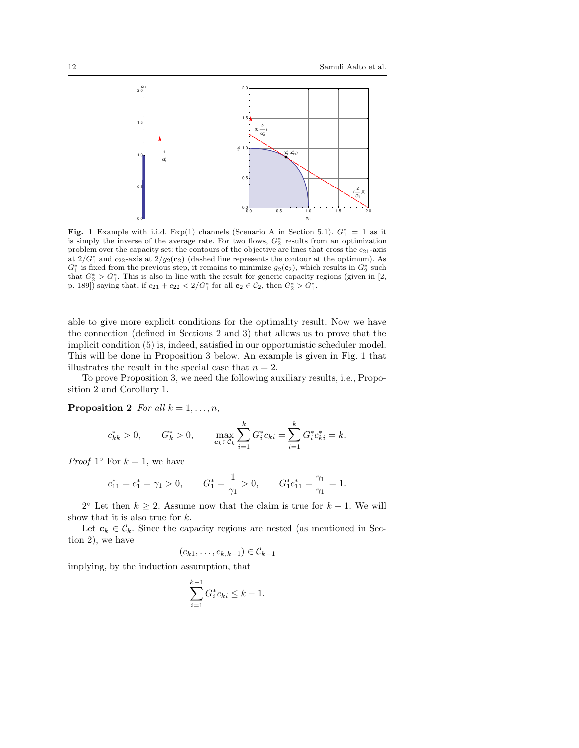**Fig. 1** Example with i.i.d. Exp(1) channels (Scenario A in Section 5.1). $G_1^* = 1$ as it is simply the inverse of the average rate. For two flows, $G_2^*$ results from an optimization problem over the capacity set: the contours of the objective are lines that cross the $c_{21}$-axis at $2/G_1^*$ and $c_{22}$-axis at $2/g_2(\mathbf{c}_2)$ (dashed line represents the contour at the optimum). As $G_1^*$ is fixed from the previous step, it remains to minimize $g_2(\mathbf{c}_2)$, which results in $G_2^*$ such that $G_2^* > G_1^*$. This is also in line with the result for generic capacity regions (given in [2, p. 189]) saying that, if $c_{21} + c_{22} < 2/G_1^*$ for all $\mathbf{c}_2 \in \mathcal{C}_2$, then $G_2^* > G_1^*$.

able to give more explicit conditions for the optimality result. Now we have the connection (defined in Sections 2 and 3) that allows us to prove that the implicit condition (5) is, indeed, satisfied in our opportunistic scheduler model. This will be done in Proposition 3 below. An example is given in Fig. 1 that illustrates the result in the special case that $n = 2$.

To prove Proposition 3, we need the following auxiliary results, i.e., Proposition 2 and Corollary 1.

**Proposition 2** *For all* $k = 1, \ldots, n$,

$$c_{kk}^* > 0, \qquad G_k^* > 0, \qquad \max_{\mathbf{c}_k \in \mathcal{C}_k} \sum_{i=1}^{k} G_i^* c_{ki} = \sum_{i=1}^{k} G_i^* c_{ki}^* = k.$$

*Proof* 1° For $k = 1$, we have

$$c_{11}^* = c_1^* = \gamma_1 > 0, \qquad G_1^* = \frac{1}{\gamma_1} > 0, \qquad G_1^* c_{11}^* = \frac{\gamma_1}{\gamma_1} = 1.$$

2° Let then $k \geq 2$. Assume now that the claim is true for $k - 1$. We will show that it is also true for $k$.

Let $\mathbf{c}_k \in \mathcal{C}_k$. Since the capacity regions are nested (as mentioned in Section 2), we have

$$(c_{k1}, \ldots, c_{k,k-1}) \in \mathcal{C}_{k-1}$$

implying, by the induction assumption, that

$$\sum_{i=1}^{k-1} G_i^* c_{ki} \leq k - 1.$$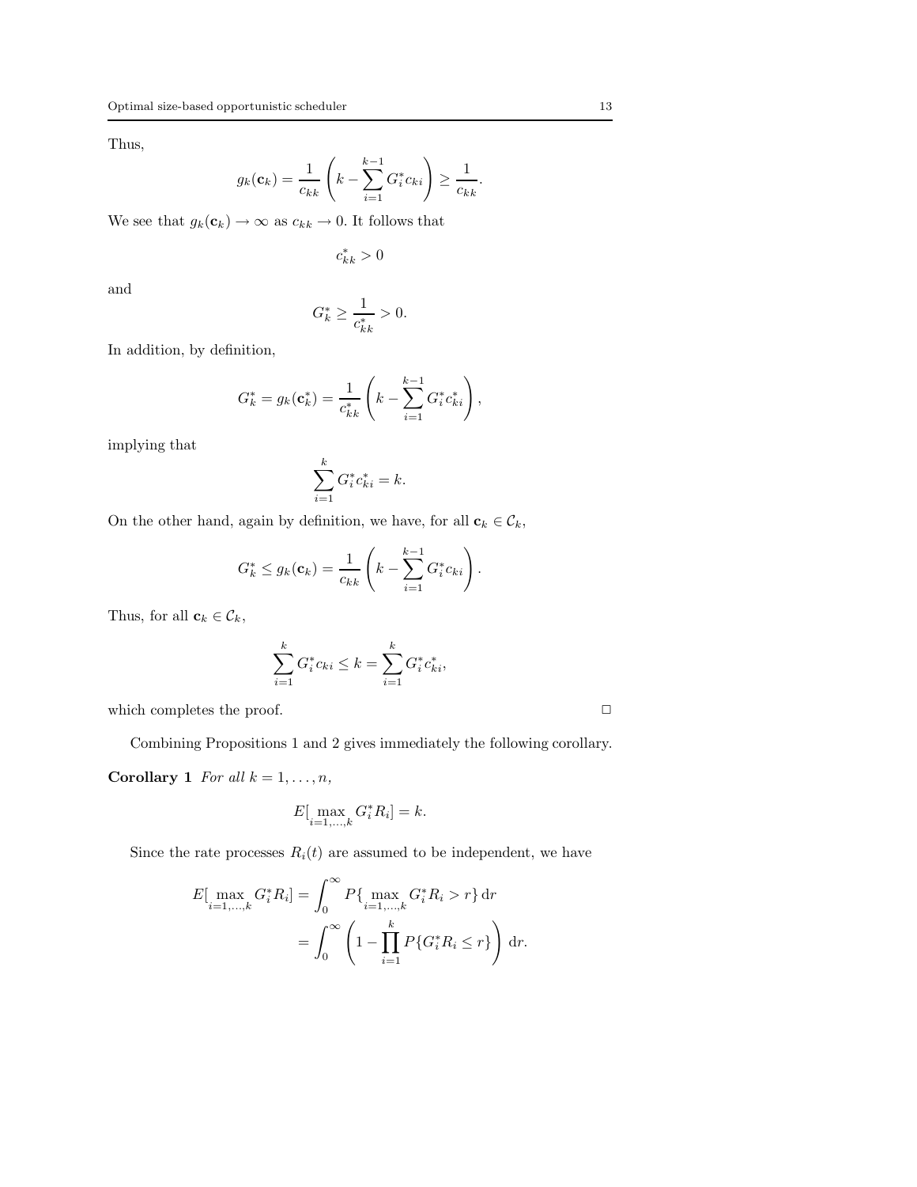Thus,

$$g_k(\mathbf{c}_k) = \frac{1}{c_{kk}} \left( k - \sum_{i=1}^{k-1} G_i^* c_{ki} \right) \geq \frac{1}{c_{kk}}.$$

We see that $g_k(\mathbf{c}_k) \to \infty$ as $c_{kk} \to 0$. It follows that

$$c_{kk}^* > 0$$

and

$$G_k^* \geq \frac{1}{c_{kk}^*} > 0.$$

In addition, by definition,

$$G_k^* = g_k(\mathbf{c}_k^*) = \frac{1}{c_{kk}^*} \left( k - \sum_{i=1}^{k-1} G_i^* c_{ki}^* \right),$$

implying that

$$\sum_{i=1}^{k} G_i^* c_{ki}^* = k.$$

On the other hand, again by definition, we have, for all $\mathbf{c}_k \in \mathcal{C}_k$,

$$G_k^* \leq g_k(\mathbf{c}_k) = \frac{1}{c_{kk}} \left( k - \sum_{i=1}^{k-1} G_i^* c_{ki} \right).$$

Thus, for all $\mathbf{c}_k \in \mathcal{C}_k$,

$$\sum_{i=1}^{k} G_i^* c_{ki} \leq k = \sum_{i=1}^{k} G_i^* c_{ki}^*,$$

which completes the proof. □

Combining Propositions 1 and 2 gives immediately the following corollary.

**Corollary 1** *For all $k = 1, \ldots, n$,*

$$E[\max_{i=1,\ldots,k} G_i^* R_i] = k.$$

Since the rate processes $R_i(t)$ are assumed to be independent, we have

$$\begin{aligned} E[\max_{i=1,\ldots,k} G_i^* R_i] &= \int_0^\infty P\{\max_{i=1,\ldots,k} G_i^* R_i > r\} \, \mathrm{d}r \\ &= \int_0^\infty \left( 1 - \prod_{i=1}^{k} P\{G_i^* R_i \leq r\} \right) \mathrm{d}r. \end{aligned}$$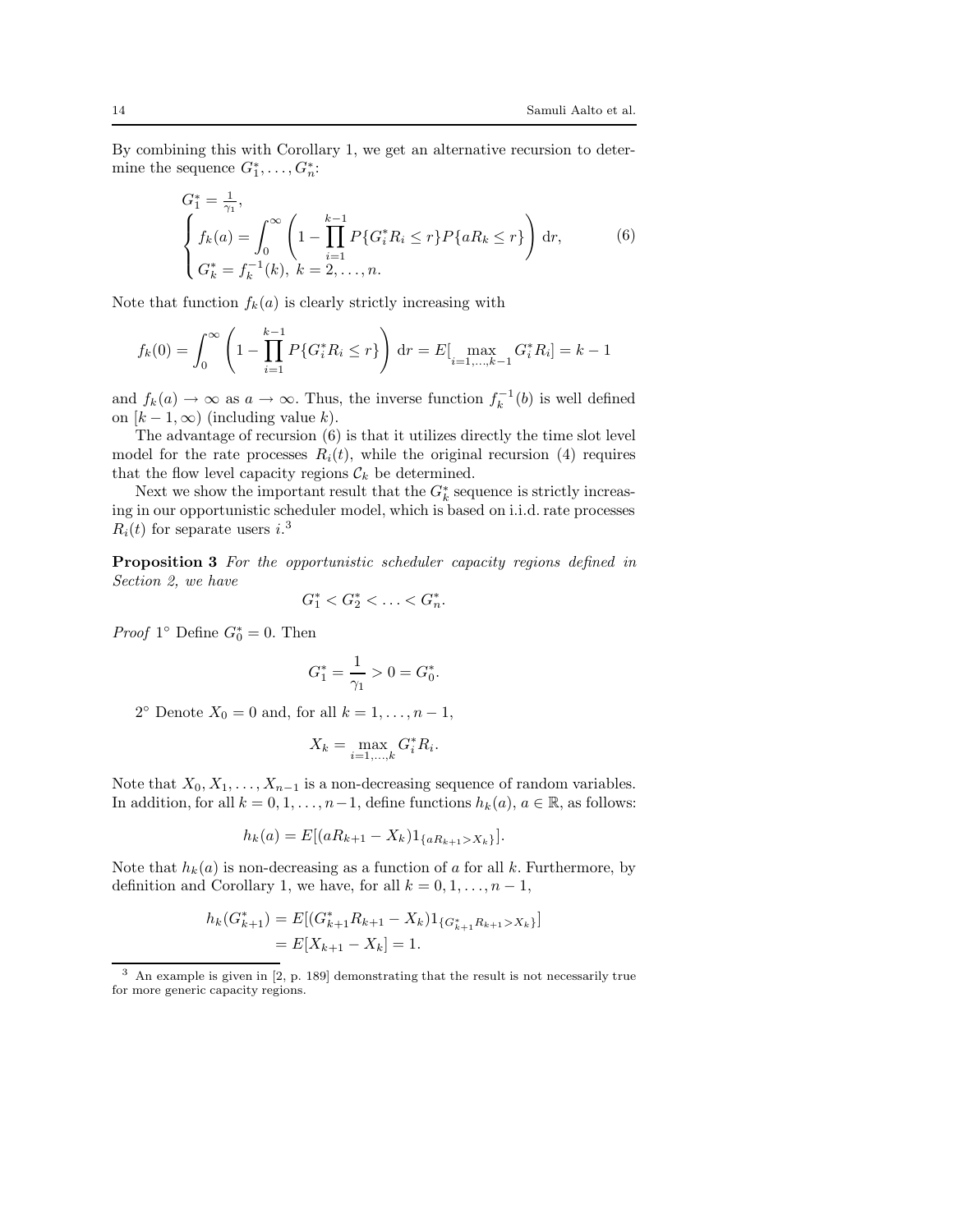By combining this with Corollary 1, we get an alternative recursion to determine the sequence $G_1^*, \ldots, G_n^*$:

$$
\begin{cases}
G_1^* = \frac{1}{\gamma_1}, \\
f_k(a) = \displaystyle\int_0^\infty \left(1 - \prod_{i=1}^{k-1} P\{G_i^* R_i \le r\} P\{a R_k \le r\}\right) \mathrm{d}r, \\
G_k^* = f_k^{-1}(k), \; k = 2, \ldots, n.
\end{cases}
\tag{6}
$$

Note that function $f_k(a)$ is clearly strictly increasing with

$$
f_k(0) = \int_0^\infty \left(1 - \prod_{i=1}^{k-1} P\{G_i^* R_i \le r\}\right) \mathrm{d}r = E[\max_{i=1,\ldots,k-1} G_i^* R_i] = k-1
$$

and $f_k(a) \to \infty$ as $a \to \infty$. Thus, the inverse function $f_k^{-1}(b)$ is well defined on $[k-1, \infty)$ (including value $k$).

The advantage of recursion (6) is that it utilizes directly the time slot level model for the rate processes $R_i(t)$, while the original recursion (4) requires that the flow level capacity regions $\mathcal{C}_k$ be determined.

Next we show the important result that the $G_k^*$ sequence is strictly increasing in our opportunistic scheduler model, which is based on i.i.d. rate processes $R_i(t)$ for separate users $i$.[3]

**Proposition 3** *For the opportunistic scheduler capacity regions defined in Section 2, we have*

$$
G_1^* < G_2^* < \ldots < G_n^*.
$$

*Proof* $1^\circ$ Define $G_0^* = 0$. Then

$$
G_1^* = \frac{1}{\gamma_1} > 0 = G_0^*.
$$

$2^\circ$ Denote $X_0 = 0$ and, for all $k = 1, \ldots, n-1$,

$$
X_k = \max_{i=1,\ldots,k} G_i^* R_i.
$$

Note that $X_0, X_1, \ldots, X_{n-1}$ is a non-decreasing sequence of random variables. In addition, for all $k = 0, 1, \ldots, n-1$, define functions $h_k(a)$, $a \in \mathbb{R}$, as follows:

$$
h_k(a) = E[(aR_{k+1} - X_k) 1_{\{aR_{k+1} > X_k\}}].
$$

Note that $h_k(a)$ is non-decreasing as a function of $a$ for all $k$. Furthermore, by definition and Corollary 1, we have, for all $k = 0, 1, \ldots, n-1$,

$$
\begin{aligned}
h_k(G_{k+1}^*) &= E[(G_{k+1}^* R_{k+1} - X_k) 1_{\{G_{k+1}^* R_{k+1} > X_k\}}] \\
&= E[X_{k+1} - X_k] = 1.
\end{aligned}
$$

[3] An example is given in [2, p. 189] demonstrating that the result is not necessarily true for more generic capacity regions.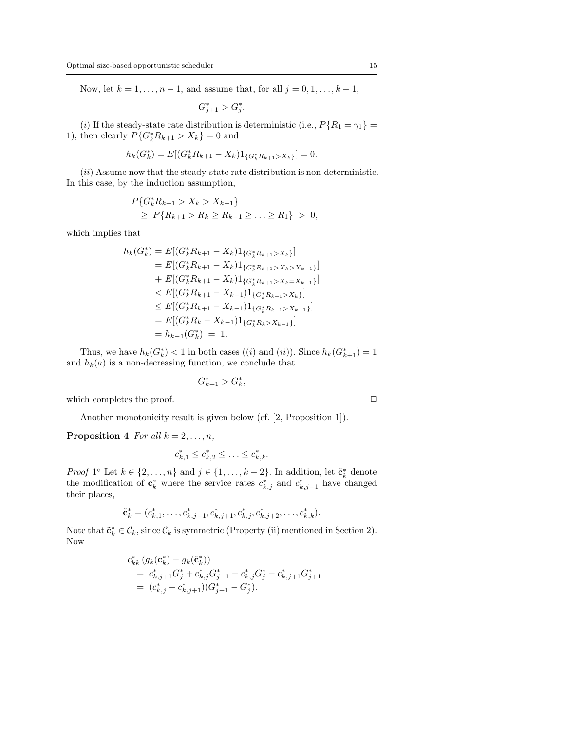Now, let $k = 1, \ldots, n-1$, and assume that, for all $j = 0, 1, \ldots, k-1$,

$$G^*_{j+1} > G^*_j.$$

$(i)$ If the steady-state rate distribution is deterministic (i.e., $P\{R_1 = \gamma_1\} = 1$), then clearly $P\{G^*_k R_{k+1} > X_k\} = 0$ and

$$h_k(G^*_k) = E[(G^*_k R_{k+1} - X_k) 1_{\{G^*_k R_{k+1} > X_k\}}] = 0.$$

$(ii)$ Assume now that the steady-state rate distribution is non-deterministic. In this case, by the induction assumption,

$$\begin{aligned}
&P\{G^*_k R_{k+1} > X_k > X_{k-1}\} \\
&\quad \geq P\{R_{k+1} > R_k \geq R_{k-1} \geq \ldots \geq R_1\} > 0,
\end{aligned}$$

which implies that

$$\begin{aligned}
h_k(G^*_k) &= E[(G^*_k R_{k+1} - X_k) 1_{\{G^*_k R_{k+1} > X_k\}}] \\
&= E[(G^*_k R_{k+1} - X_k) 1_{\{G^*_k R_{k+1} > X_k > X_{k-1}\}}] \\
&\quad + E[(G^*_k R_{k+1} - X_k) 1_{\{G^*_k R_{k+1} > X_k = X_{k-1}\}}] \\
&< E[(G^*_k R_{k+1} - X_{k-1}) 1_{\{G^*_k R_{k+1} > X_k\}}] \\
&\leq E[(G^*_k R_{k+1} - X_{k-1}) 1_{\{G^*_k R_{k+1} > X_{k-1}\}}] \\
&= E[(G^*_k R_k - X_{k-1}) 1_{\{G^*_k R_k > X_{k-1}\}}] \\
&= h_{k-1}(G^*_k) \; = \; 1.
\end{aligned}$$

Thus, we have $h_k(G^*_k) < 1$ in both cases ($(i)$ and $(ii)$). Since $h_k(G^*_{k+1}) = 1$ and $h_k(a)$ is a non-decreasing function, we conclude that

$$G^*_{k+1} > G^*_k,$$

which completes the proof. □

Another monotonicity result is given below (cf. [2, Proposition 1]).

**Proposition 4** *For all $k = 2, \ldots, n$,*

$$c^*_{k,1} \leq c^*_{k,2} \leq \ldots \leq c^*_{k,k}.$$

*Proof* 1° Let $k \in \{2, \ldots, n\}$ and $j \in \{1, \ldots, k-2\}$. In addition, let $\tilde{\mathbf{c}}^*_k$ denote the modification of $\mathbf{c}^*_k$ where the service rates $c^*_{k,j}$ and $c^*_{k,j+1}$ have changed their places,

$$\tilde{\mathbf{c}}^*_k = (c^*_{k,1}, \ldots, c^*_{k,j-1}, c^*_{k,j+1}, c^*_{k,j}, c^*_{k,j+2}, \ldots, c^*_{k,k}).$$

Note that $\tilde{\mathbf{c}}^*_k \in \mathcal{C}_k$, since $\mathcal{C}_k$ is symmetric (Property (ii) mentioned in Section 2). Now

$$\begin{aligned}
&c^*_{kk} \left( g_k(\mathbf{c}^*_k) - g_k(\tilde{\mathbf{c}}^*_k) \right) \\
&\quad = c^*_{k,j+1} G^*_j + c^*_{k,j} G^*_{j+1} - c^*_{k,j} G^*_j - c^*_{k,j+1} G^*_{j+1} \\
&\quad = (c^*_{k,j} - c^*_{k,j+1})(G^*_{j+1} - G^*_j).
\end{aligned}$$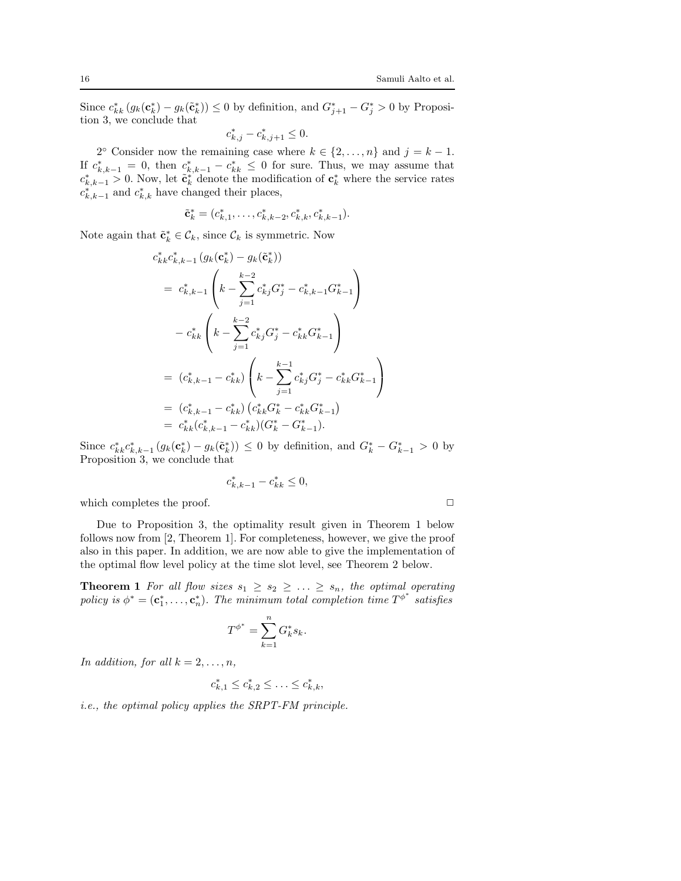Since $c^*_{kk}\left(g_k(\mathbf{c}^*_k) - g_k(\tilde{\mathbf{c}}^*_k)\right) \le 0$ by definition, and $G^*_{j+1} - G^*_j > 0$ by Proposition 3, we conclude that

$$c^*_{k,j} - c^*_{k,j+1} \le 0.$$

2° Consider now the remaining case where $k \in \{2, \ldots, n\}$ and $j = k-1$. If $c^*_{k,k-1} = 0$, then $c^*_{k,k-1} - c^*_{kk} \le 0$ for sure. Thus, we may assume that $c^*_{k,k-1} > 0$. Now, let $\tilde{\mathbf{c}}^*_k$ denote the modification of $\mathbf{c}^*_k$ where the service rates $c^*_{k,k-1}$ and $c^*_{k,k}$ have changed their places,

$$\tilde{\mathbf{c}}^*_k = (c^*_{k,1}, \ldots, c^*_{k,k-2}, c^*_{k,k}, c^*_{k,k-1}).$$

Note again that $\tilde{\mathbf{c}}^*_k \in \mathcal{C}_k$, since $\mathcal{C}_k$ is symmetric. Now

$$
\begin{aligned}
& c^*_{kk} c^*_{k,k-1}\left(g_k(\mathbf{c}^*_k) - g_k(\tilde{\mathbf{c}}^*_k)\right) \\
&= c^*_{k,k-1}\left(k - \sum_{j=1}^{k-2} c^*_{kj} G^*_j - c^*_{k,k-1} G^*_{k-1}\right) \\
&\quad - c^*_{kk}\left(k - \sum_{j=1}^{k-2} c^*_{kj} G^*_j - c^*_{kk} G^*_{k-1}\right) \\
&= (c^*_{k,k-1} - c^*_{kk})\left(k - \sum_{j=1}^{k-1} c^*_{kj} G^*_j - c^*_{kk} G^*_{k-1}\right) \\
&= (c^*_{k,k-1} - c^*_{kk})\left(c^*_{kk} G^*_k - c^*_{kk} G^*_{k-1}\right) \\
&= c^*_{kk}(c^*_{k,k-1} - c^*_{kk})(G^*_k - G^*_{k-1}).
\end{aligned}
$$

Since $c^*_{kk} c^*_{k,k-1}\left(g_k(\mathbf{c}^*_k) - g_k(\tilde{\mathbf{c}}^*_k)\right) \le 0$ by definition, and $G^*_k - G^*_{k-1} > 0$ by Proposition 3, we conclude that

$$c^*_{k,k-1} - c^*_{kk} \le 0,$$

which completes the proof. $\square$

Due to Proposition 3, the optimality result given in Theorem 1 below follows now from [2, Theorem 1]. For completeness, however, we give the proof also in this paper. In addition, we are now able to give the implementation of the optimal flow level policy at the time slot level, see Theorem 2 below.

**Theorem 1** *For all flow sizes $s_1 \ge s_2 \ge \ldots \ge s_n$, the optimal operating policy is $\phi^* = (\mathbf{c}^*_1, \ldots, \mathbf{c}^*_n)$. The minimum total completion time $T^{\phi^*}$ satisfies*

$$T^{\phi^*} = \sum_{k=1}^{n} G^*_k s_k.$$

*In addition, for all $k = 2, \ldots, n$,*

$$c^*_{k,1} \le c^*_{k,2} \le \ldots \le c^*_{k,k},$$

*i.e., the optimal policy applies the SRPT-FM principle.*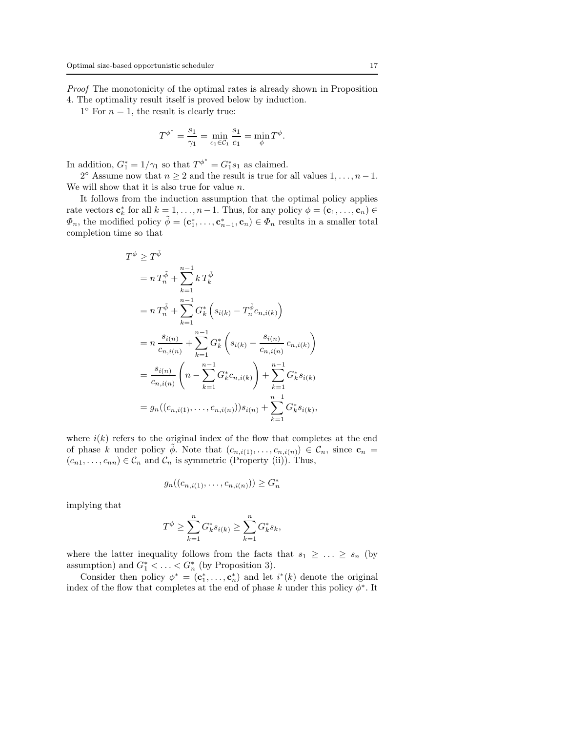*Proof* The monotonicity of the optimal rates is already shown in Proposition 4. The optimality result itself is proved below by induction.

$1^\circ$ For $n = 1$, the result is clearly true:

$$T^{\phi^*} = \frac{s_1}{\gamma_1} = \min_{c_1 \in \mathcal{C}_1} \frac{s_1}{c_1} = \min_{\phi} T^{\phi}.$$

In addition, $G_1^* = 1/\gamma_1$ so that $T^{\phi^*} = G_1^* s_1$ as claimed.

$2^\circ$ Assume now that $n \geq 2$ and the result is true for all values $1, \ldots, n-1$. We will show that it is also true for value $n$.

It follows from the induction assumption that the optimal policy applies rate vectors $\mathbf{c}_k^*$ for all $k = 1, \ldots, n-1$. Thus, for any policy $\phi = (\mathbf{c}_1, \ldots, \mathbf{c}_n) \in \Phi_n$, the modified policy $\tilde{\phi} = (\mathbf{c}_1^*, \ldots, \mathbf{c}_{n-1}^*, \mathbf{c}_n) \in \Phi_n$ results in a smaller total completion time so that

$$\begin{aligned}
T^{\phi} &\geq T^{\tilde{\phi}} \\
&= n\, T_n^{\tilde{\phi}} + \sum_{k=1}^{n-1} k\, T_k^{\tilde{\phi}} \\
&= n\, T_n^{\tilde{\phi}} + \sum_{k=1}^{n-1} G_k^* \left( s_{i(k)} - T_n^{\tilde{\phi}} c_{n,i(k)} \right) \\
&= n\, \frac{s_{i(n)}}{c_{n,i(n)}} + \sum_{k=1}^{n-1} G_k^* \left( s_{i(k)} - \frac{s_{i(n)}}{c_{n,i(n)}}\, c_{n,i(k)} \right) \\
&= \frac{s_{i(n)}}{c_{n,i(n)}} \left( n - \sum_{k=1}^{n-1} G_k^* c_{n,i(k)} \right) + \sum_{k=1}^{n-1} G_k^* s_{i(k)} \\
&= g_n((c_{n,i(1)}, \ldots, c_{n,i(n)})) s_{i(n)} + \sum_{k=1}^{n-1} G_k^* s_{i(k)},
\end{aligned}$$

where $i(k)$ refers to the original index of the flow that completes at the end of phase $k$ under policy $\tilde{\phi}$. Note that $(c_{n,i(1)}, \ldots, c_{n,i(n)}) \in \mathcal{C}_n$, since $\mathbf{c}_n = (c_{n1}, \ldots, c_{nn}) \in \mathcal{C}_n$ and $\mathcal{C}_n$ is symmetric (Property (ii)). Thus,

$$g_n((c_{n,i(1)}, \ldots, c_{n,i(n)})) \geq G_n^*$$

implying that

$$T^{\phi} \geq \sum_{k=1}^{n} G_k^* s_{i(k)} \geq \sum_{k=1}^{n} G_k^* s_k,$$

where the latter inequality follows from the facts that $s_1 \geq \ldots \geq s_n$ (by assumption) and $G_1^* < \ldots < G_n^*$ (by Proposition 3).

Consider then policy $\phi^* = (\mathbf{c}_1^*, \ldots, \mathbf{c}_n^*)$ and let $i^*(k)$ denote the original index of the flow that completes at the end of phase $k$ under this policy $\phi^*$. It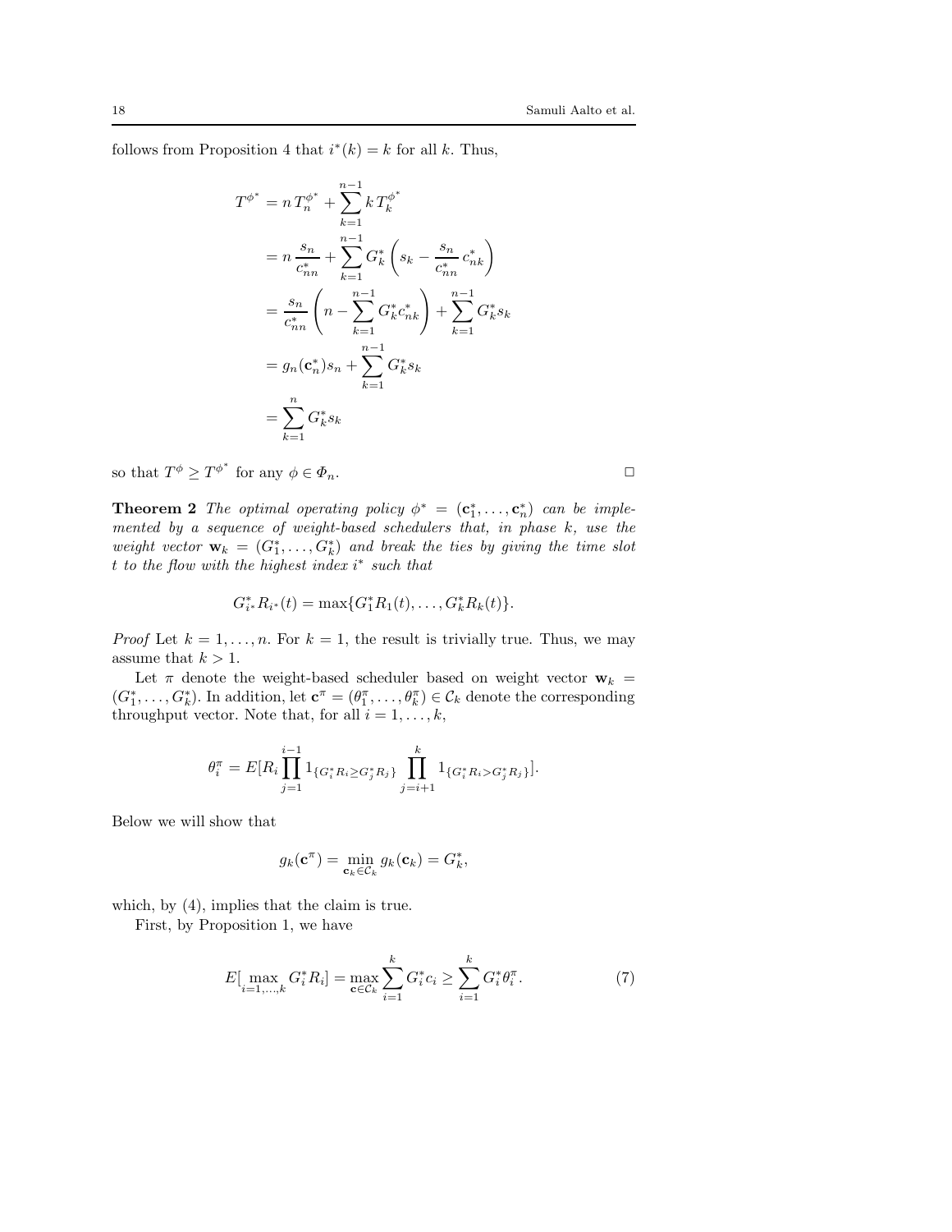follows from Proposition 4 that $i^*(k) = k$ for all $k$. Thus,

$$
\begin{aligned}
T^{\phi^*} &= n\, T_n^{\phi^*} + \sum_{k=1}^{n-1} k\, T_k^{\phi^*} \\
&= n\, \frac{s_n}{c^*_{nn}} + \sum_{k=1}^{n-1} G^*_k \left( s_k - \frac{s_n}{c^*_{nn}}\, c^*_{nk} \right) \\
&= \frac{s_n}{c^*_{nn}} \left( n - \sum_{k=1}^{n-1} G^*_k c^*_{nk} \right) + \sum_{k=1}^{n-1} G^*_k s_k \\
&= g_n(\mathbf{c}^*_n) s_n + \sum_{k=1}^{n-1} G^*_k s_k \\
&= \sum_{k=1}^{n} G^*_k s_k
\end{aligned}
$$

so that $T^{\phi} \geq T^{\phi^*}$ for any $\phi \in \Phi_n$. □

**Theorem 2** *The optimal operating policy $\phi^* = (\mathbf{c}^*_1, \ldots, \mathbf{c}^*_n)$ can be implemented by a sequence of weight-based schedulers that, in phase $k$, use the weight vector $\mathbf{w}_k = (G^*_1, \ldots, G^*_k)$ and break the ties by giving the time slot $t$ to the flow with the highest index $i^*$ such that*

$$
G^*_{i^*} R_{i^*}(t) = \max\{G^*_1 R_1(t), \ldots, G^*_k R_k(t)\}.
$$

*Proof* Let $k = 1, \ldots, n$. For $k = 1$, the result is trivially true. Thus, we may assume that $k > 1$.

Let $\pi$ denote the weight-based scheduler based on weight vector $\mathbf{w}_k = (G^*_1, \ldots, G^*_k)$. In addition, let $\mathbf{c}^\pi = (\theta^\pi_1, \ldots, \theta^\pi_k) \in \mathcal{C}_k$ denote the corresponding throughput vector. Note that, for all $i = 1, \ldots, k$,

$$
\theta^\pi_i = E[R_i \prod_{j=1}^{i-1} 1_{\{G^*_i R_i \geq G^*_j R_j\}} \prod_{j=i+1}^{k} 1_{\{G^*_i R_i > G^*_j R_j\}}].
$$

Below we will show that

$$
g_k(\mathbf{c}^\pi) = \min_{\mathbf{c}_k \in \mathcal{C}_k} g_k(\mathbf{c}_k) = G^*_k,
$$

which, by (4), implies that the claim is true.

First, by Proposition 1, we have

$$
E[\max_{i=1,\ldots,k} G^*_i R_i] = \max_{\mathbf{c} \in \mathcal{C}_k} \sum_{i=1}^{k} G^*_i c_i \geq \sum_{i=1}^{k} G^*_i \theta^\pi_i. \tag{7}
$$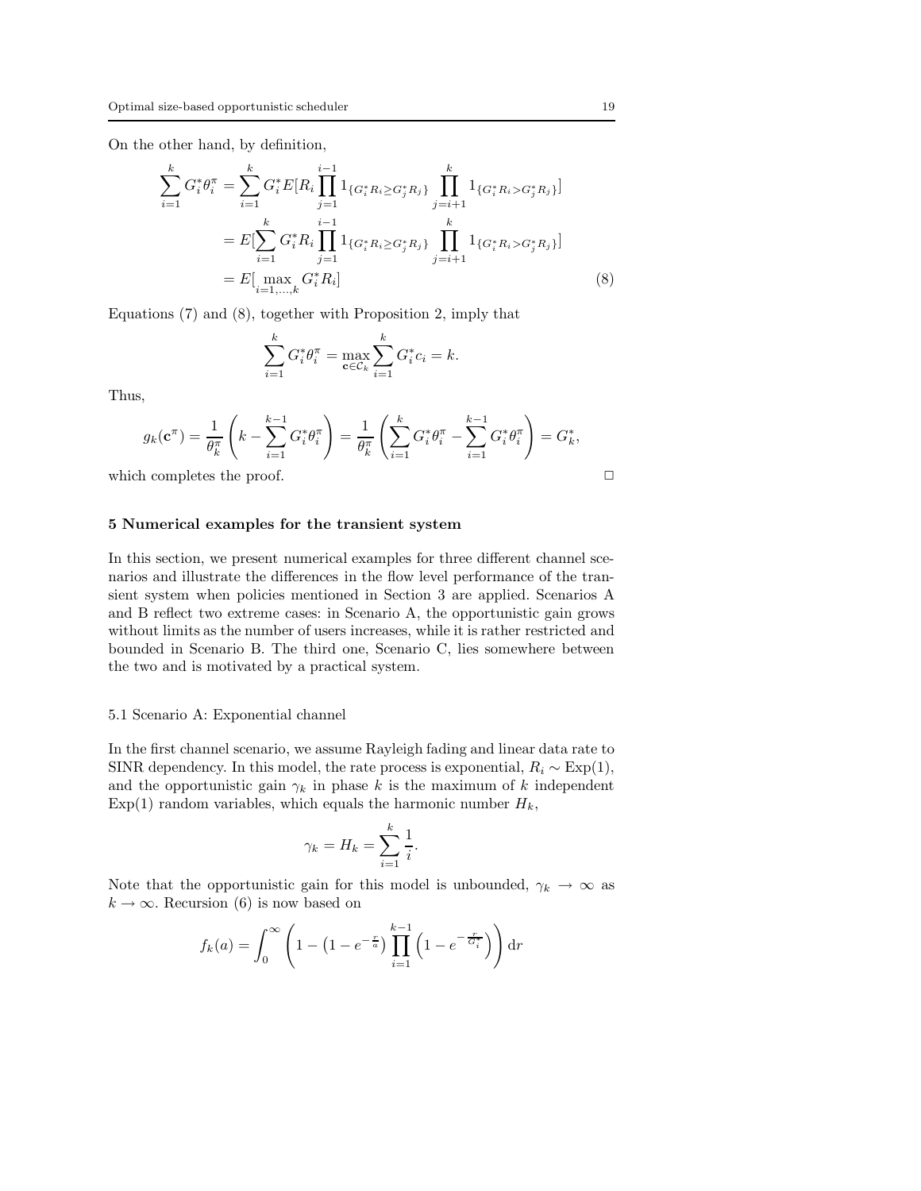On the other hand, by definition,

$$
\begin{aligned}
\sum_{i=1}^{k} G_i^* \theta_i^\pi &= \sum_{i=1}^{k} G_i^* E[R_i \prod_{j=1}^{i-1} 1_{\{G_i^* R_i \geq G_j^* R_j\}} \prod_{j=i+1}^{k} 1_{\{G_i^* R_i > G_j^* R_j\}}] \\
&= E[\sum_{i=1}^{k} G_i^* R_i \prod_{j=1}^{i-1} 1_{\{G_i^* R_i \geq G_j^* R_j\}} \prod_{j=i+1}^{k} 1_{\{G_i^* R_i > G_j^* R_j\}}] \\
&= E[\max_{i=1,\ldots,k} G_i^* R_i] \qquad (8)
\end{aligned}
$$

Equations (7) and (8), together with Proposition 2, imply that

$$
\sum_{i=1}^{k} G_i^* \theta_i^\pi = \max_{\mathbf{c} \in \mathcal{C}_k} \sum_{i=1}^{k} G_i^* c_i = k.
$$

Thus,

$$
g_k(\mathbf{c}^\pi) = \frac{1}{\theta_k^\pi} \left( k - \sum_{i=1}^{k-1} G_i^* \theta_i^\pi \right) = \frac{1}{\theta_k^\pi} \left( \sum_{i=1}^{k} G_i^* \theta_i^\pi - \sum_{i=1}^{k-1} G_i^* \theta_i^\pi \right) = G_k^*,
$$

which completes the proof. □

## 5 Numerical examples for the transient system

In this section, we present numerical examples for three different channel scenarios and illustrate the differences in the flow level performance of the transient system when policies mentioned in Section 3 are applied. Scenarios A and B reflect two extreme cases: in Scenario A, the opportunistic gain grows without limits as the number of users increases, while it is rather restricted and bounded in Scenario B. The third one, Scenario C, lies somewhere between the two and is motivated by a practical system.

### 5.1 Scenario A: Exponential channel

In the first channel scenario, we assume Rayleigh fading and linear data rate to SINR dependency. In this model, the rate process is exponential, $R_i \sim \mathrm{Exp}(1)$, and the opportunistic gain $\gamma_k$ in phase $k$ is the maximum of $k$ independent $\mathrm{Exp}(1)$ random variables, which equals the harmonic number $H_k$,

$$
\gamma_k = H_k = \sum_{i=1}^{k} \frac{1}{i}.
$$

Note that the opportunistic gain for this model is unbounded, $\gamma_k \to \infty$ as $k \to \infty$. Recursion (6) is now based on

$$
f_k(a) = \int_0^\infty \left( 1 - \left(1 - e^{-\frac{r}{a}}\right) \prod_{i=1}^{k-1} \left(1 - e^{-\frac{r}{G_i^*}}\right) \right) \mathrm{d}r
$$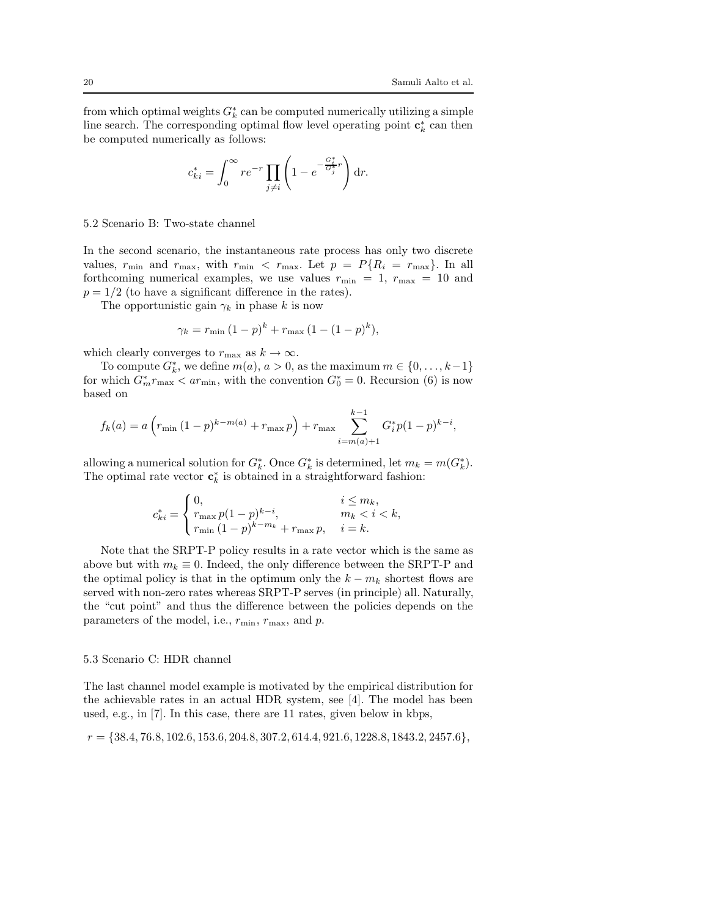from which optimal weights $G_k^*$ can be computed numerically utilizing a simple line search. The corresponding optimal flow level operating point $\mathbf{c}_k^*$ can then be computed numerically as follows:

$$c_{ki}^* = \int_0^\infty r e^{-r} \prod_{j \neq i} \left( 1 - e^{-\frac{G_i^*}{G_j^*} r} \right) \mathrm{d}r.$$

### 5.2 Scenario B: Two-state channel

In the second scenario, the instantaneous rate process has only two discrete values, $r_{\min}$ and $r_{\max}$, with $r_{\min} < r_{\max}$. Let $p = P\{R_i = r_{\max}\}$. In all forthcoming numerical examples, we use values $r_{\min} = 1$, $r_{\max} = 10$ and $p = 1/2$ (to have a significant difference in the rates).

The opportunistic gain $\gamma_k$ in phase $k$ is now

$$\gamma_k = r_{\min} (1-p)^k + r_{\max} (1 - (1-p)^k),$$

which clearly converges to $r_{\max}$ as $k \to \infty$.

To compute $G_k^*$, we define $m(a)$, $a > 0$, as the maximum $m \in \{0, \ldots, k-1\}$ for which $G_m^* r_{\max} < a r_{\min}$, with the convention $G_0^* = 0$. Recursion (6) is now based on

$$f_k(a) = a \left( r_{\min} (1-p)^{k-m(a)} + r_{\max} p \right) + r_{\max} \sum_{i=m(a)+1}^{k-1} G_i^* p (1-p)^{k-i},$$

allowing a numerical solution for $G_k^*$. Once $G_k^*$ is determined, let $m_k = m(G_k^*)$. The optimal rate vector $\mathbf{c}_k^*$ is obtained in a straightforward fashion:

$$c_{ki}^* = \begin{cases} 0, & i \le m_k, \\ r_{\max} p (1-p)^{k-i}, & m_k < i < k, \\ r_{\min} (1-p)^{k-m_k} + r_{\max} p, & i = k. \end{cases}$$

Note that the SRPT-P policy results in a rate vector which is the same as above but with $m_k \equiv 0$. Indeed, the only difference between the SRPT-P and the optimal policy is that in the optimum only the $k - m_k$ shortest flows are served with non-zero rates whereas SRPT-P serves (in principle) all. Naturally, the "cut point" and thus the difference between the policies depends on the parameters of the model, i.e., $r_{\min}$, $r_{\max}$, and $p$.

### 5.3 Scenario C: HDR channel

The last channel model example is motivated by the empirical distribution for the achievable rates in an actual HDR system, see [4]. The model has been used, e.g., in [7]. In this case, there are 11 rates, given below in kbps,

$$r = \{38.4, 76.8, 102.6, 153.6, 204.8, 307.2, 614.4, 921.6, 1228.8, 1843.2, 2457.6\},$$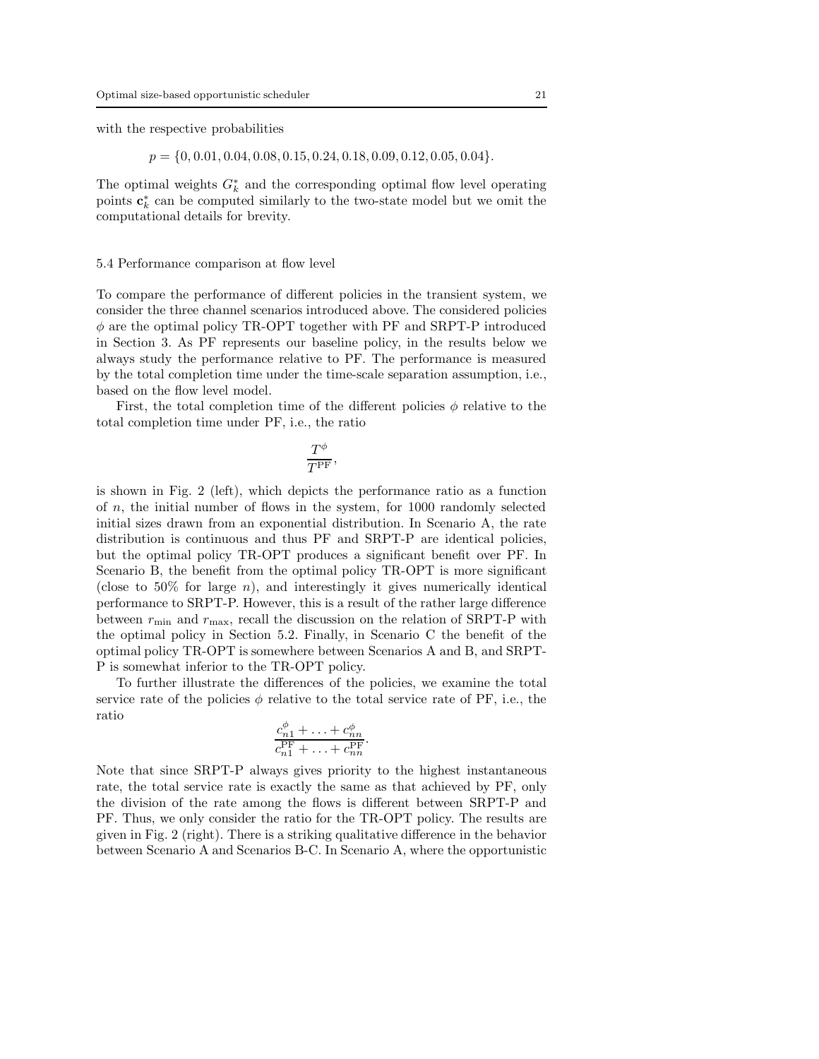with the respective probabilities

$$p = \{0, 0.01, 0.04, 0.08, 0.15, 0.24, 0.18, 0.09, 0.12, 0.05, 0.04\}.$$

The optimal weights $G_k^*$ and the corresponding optimal flow level operating points $\mathbf{c}_k^*$ can be computed similarly to the two-state model but we omit the computational details for brevity.

### 5.4 Performance comparison at flow level

To compare the performance of different policies in the transient system, we consider the three channel scenarios introduced above. The considered policies $\phi$ are the optimal policy TR-OPT together with PF and SRPT-P introduced in Section 3. As PF represents our baseline policy, in the results below we always study the performance relative to PF. The performance is measured by the total completion time under the time-scale separation assumption, i.e., based on the flow level model.

First, the total completion time of the different policies $\phi$ relative to the total completion time under PF, i.e., the ratio

$$\frac{T^{\phi}}{T^{\mathrm{PF}}},$$

is shown in Fig. 2 (left), which depicts the performance ratio as a function of $n$, the initial number of flows in the system, for 1000 randomly selected initial sizes drawn from an exponential distribution. In Scenario A, the rate distribution is continuous and thus PF and SRPT-P are identical policies, but the optimal policy TR-OPT produces a significant benefit over PF. In Scenario B, the benefit from the optimal policy TR-OPT is more significant (close to 50% for large $n$), and interestingly it gives numerically identical performance to SRPT-P. However, this is a result of the rather large difference between $r_{\min}$ and $r_{\max}$, recall the discussion on the relation of SRPT-P with the optimal policy in Section 5.2. Finally, in Scenario C the benefit of the optimal policy TR-OPT is somewhere between Scenarios A and B, and SRPT-P is somewhat inferior to the TR-OPT policy.

To further illustrate the differences of the policies, we examine the total service rate of the policies $\phi$ relative to the total service rate of PF, i.e., the ratio

$$\frac{c_{n1}^{\phi} + \ldots + c_{nn}^{\phi}}{c_{n1}^{\mathrm{PF}} + \ldots + c_{nn}^{\mathrm{PF}}}.$$

Note that since SRPT-P always gives priority to the highest instantaneous rate, the total service rate is exactly the same as that achieved by PF, only the division of the rate among the flows is different between SRPT-P and PF. Thus, we only consider the ratio for the TR-OPT policy. The results are given in Fig. 2 (right). There is a striking qualitative difference in the behavior between Scenario A and Scenarios B-C. In Scenario A, where the opportunistic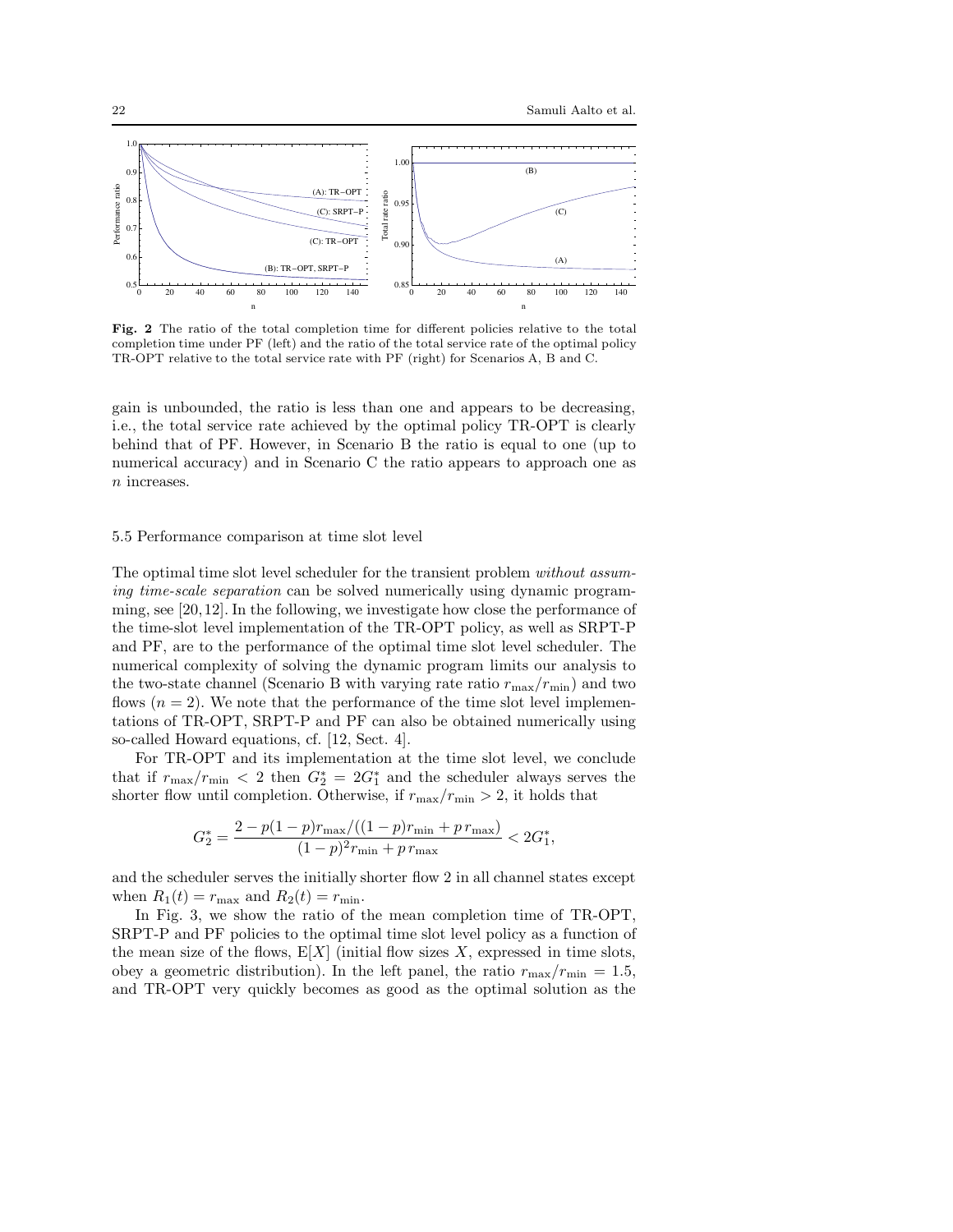**Fig. 2** The ratio of the total completion time for different policies relative to the total completion time under PF (left) and the ratio of the total service rate of the optimal policy TR-OPT relative to the total service rate with PF (right) for Scenarios A, B and C.

gain is unbounded, the ratio is less than one and appears to be decreasing, i.e., the total service rate achieved by the optimal policy TR-OPT is clearly behind that of PF. However, in Scenario B the ratio is equal to one (up to numerical accuracy) and in Scenario C the ratio appears to approach one as $n$ increases.

### 5.5 Performance comparison at time slot level

The optimal time slot level scheduler for the transient problem *without assuming time-scale separation* can be solved numerically using dynamic programming, see [20, 12]. In the following, we investigate how close the performance of the time-slot level implementation of the TR-OPT policy, as well as SRPT-P and PF, are to the performance of the optimal time slot level scheduler. The numerical complexity of solving the dynamic program limits our analysis to the two-state channel (Scenario B with varying rate ratio $r_{\max}/r_{\min}$) and two flows ($n = 2$). We note that the performance of the time slot level implementations of TR-OPT, SRPT-P and PF can also be obtained numerically using so-called Howard equations, cf. [12, Sect. 4].

For TR-OPT and its implementation at the time slot level, we conclude that if $r_{\max}/r_{\min} < 2$ then $G_2^* = 2G_1^*$ and the scheduler always serves the shorter flow until completion. Otherwise, if $r_{\max}/r_{\min} > 2$, it holds that

$$G_2^* = \frac{2 - p(1-p)r_{\max}/((1-p)r_{\min} + p\, r_{\max})}{(1-p)^2 r_{\min} + p\, r_{\max}} < 2G_1^*,$$

and the scheduler serves the initially shorter flow 2 in all channel states except when $R_1(t) = r_{\max}$ and $R_2(t) = r_{\min}$.

In Fig. 3, we show the ratio of the mean completion time of TR-OPT, SRPT-P and PF policies to the optimal time slot level policy as a function of the mean size of the flows, $\mathrm{E}[X]$ (initial flow sizes $X$, expressed in time slots, obey a geometric distribution). In the left panel, the ratio $r_{\max}/r_{\min} = 1.5$, and TR-OPT very quickly becomes as good as the optimal solution as the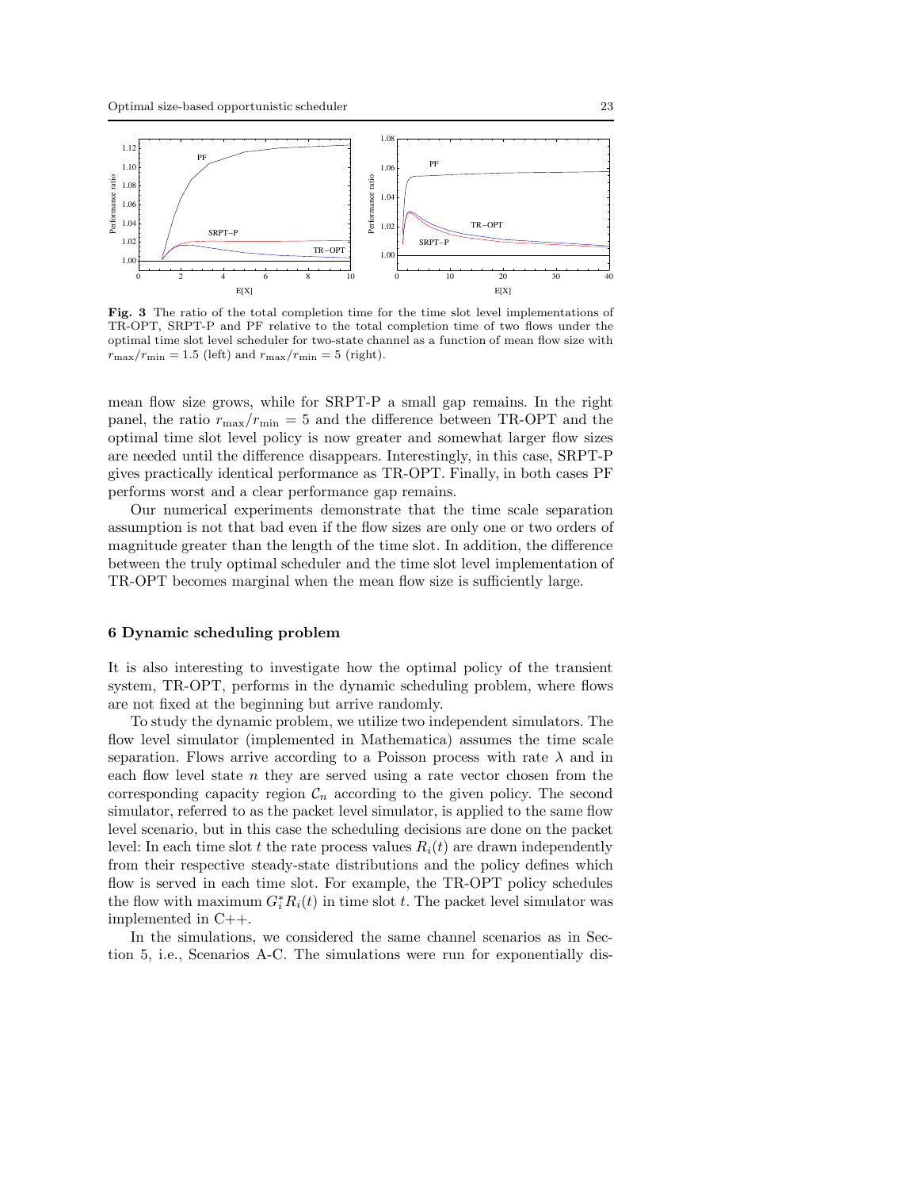**Fig. 3** The ratio of the total completion time for the time slot level implementations of TR-OPT, SRPT-P and PF relative to the total completion time of two flows under the optimal time slot level scheduler for two-state channel as a function of mean flow size with $r_{\max}/r_{\min} = 1.5$ (left) and $r_{\max}/r_{\min} = 5$ (right).

mean flow size grows, while for SRPT-P a small gap remains. In the right panel, the ratio $r_{\max}/r_{\min} = 5$ and the difference between TR-OPT and the optimal time slot level policy is now greater and somewhat larger flow sizes are needed until the difference disappears. Interestingly, in this case, SRPT-P gives practically identical performance as TR-OPT. Finally, in both cases PF performs worst and a clear performance gap remains.

Our numerical experiments demonstrate that the time scale separation assumption is not that bad even if the flow sizes are only one or two orders of magnitude greater than the length of the time slot. In addition, the difference between the truly optimal scheduler and the time slot level implementation of TR-OPT becomes marginal when the mean flow size is sufficiently large.

## 6 Dynamic scheduling problem

It is also interesting to investigate how the optimal policy of the transient system, TR-OPT, performs in the dynamic scheduling problem, where flows are not fixed at the beginning but arrive randomly.

To study the dynamic problem, we utilize two independent simulators. The flow level simulator (implemented in Mathematica) assumes the time scale separation. Flows arrive according to a Poisson process with rate $\lambda$ and in each flow level state $n$ they are served using a rate vector chosen from the corresponding capacity region $\mathcal{C}_n$ according to the given policy. The second simulator, referred to as the packet level simulator, is applied to the same flow level scenario, but in this case the scheduling decisions are done on the packet level: In each time slot $t$ the rate process values $R_i(t)$ are drawn independently from their respective steady-state distributions and the policy defines which flow is served in each time slot. For example, the TR-OPT policy schedules the flow with maximum $G_i^* R_i(t)$ in time slot $t$. The packet level simulator was implemented in C++.

In the simulations, we considered the same channel scenarios as in Section 5, i.e., Scenarios A-C. The simulations were run for exponentially dis-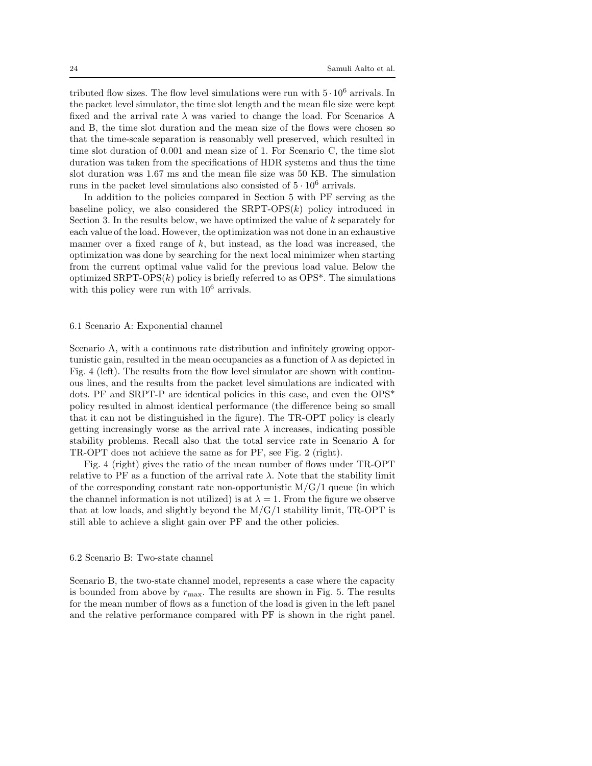tributed flow sizes. The flow level simulations were run with $5 \cdot 10^6$ arrivals. In the packet level simulator, the time slot length and the mean file size were kept fixed and the arrival rate $\lambda$ was varied to change the load. For Scenarios A and B, the time slot duration and the mean size of the flows were chosen so that the time-scale separation is reasonably well preserved, which resulted in time slot duration of 0.001 and mean size of 1. For Scenario C, the time slot duration was taken from the specifications of HDR systems and thus the time slot duration was 1.67 ms and the mean file size was 50 KB. The simulation runs in the packet level simulations also consisted of $5 \cdot 10^6$ arrivals.

In addition to the policies compared in Section 5 with PF serving as the baseline policy, we also considered the SRPT-OPS($k$) policy introduced in Section 3. In the results below, we have optimized the value of $k$ separately for each value of the load. However, the optimization was not done in an exhaustive manner over a fixed range of $k$, but instead, as the load was increased, the optimization was done by searching for the next local minimizer when starting from the current optimal value valid for the previous load value. Below the optimized SRPT-OPS($k$) policy is briefly referred to as OPS*. The simulations with this policy were run with $10^6$ arrivals.

### 6.1 Scenario A: Exponential channel

Scenario A, with a continuous rate distribution and infinitely growing opportunistic gain, resulted in the mean occupancies as a function of $\lambda$ as depicted in Fig. 4 (left). The results from the flow level simulator are shown with continuous lines, and the results from the packet level simulations are indicated with dots. PF and SRPT-P are identical policies in this case, and even the OPS* policy resulted in almost identical performance (the difference being so small that it can not be distinguished in the figure). The TR-OPT policy is clearly getting increasingly worse as the arrival rate $\lambda$ increases, indicating possible stability problems. Recall also that the total service rate in Scenario A for TR-OPT does not achieve the same as for PF, see Fig. 2 (right).

Fig. 4 (right) gives the ratio of the mean number of flows under TR-OPT relative to PF as a function of the arrival rate $\lambda$. Note that the stability limit of the corresponding constant rate non-opportunistic M/G/1 queue (in which the channel information is not utilized) is at $\lambda = 1$. From the figure we observe that at low loads, and slightly beyond the M/G/1 stability limit, TR-OPT is still able to achieve a slight gain over PF and the other policies.

### 6.2 Scenario B: Two-state channel

Scenario B, the two-state channel model, represents a case where the capacity is bounded from above by $r_{\max}$. The results are shown in Fig. 5. The results for the mean number of flows as a function of the load is given in the left panel and the relative performance compared with PF is shown in the right panel.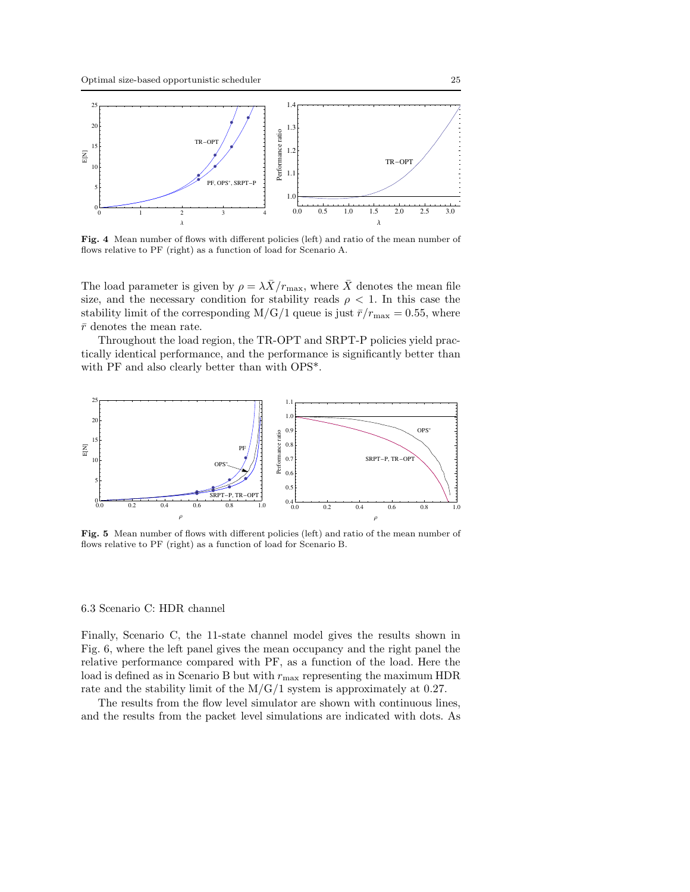**Fig. 4** Mean number of flows with different policies (left) and ratio of the mean number of flows relative to PF (right) as a function of load for Scenario A.

The load parameter is given by $\rho = \lambda \bar{X}/r_{\max}$, where $\bar{X}$ denotes the mean file size, and the necessary condition for stability reads $\rho < 1$. In this case the stability limit of the corresponding M/G/1 queue is just $\bar{r}/r_{\max} = 0.55$, where $\bar{r}$ denotes the mean rate.

Throughout the load region, the TR-OPT and SRPT-P policies yield practically identical performance, and the performance is significantly better than with PF and also clearly better than with OPS*.

**Fig. 5** Mean number of flows with different policies (left) and ratio of the mean number of flows relative to PF (right) as a function of load for Scenario B.

### 6.3 Scenario C: HDR channel

Finally, Scenario C, the 11-state channel model gives the results shown in Fig. 6, where the left panel gives the mean occupancy and the right panel the relative performance compared with PF, as a function of the load. Here the load is defined as in Scenario B but with $r_{\max}$ representing the maximum HDR rate and the stability limit of the M/G/1 system is approximately at 0.27.

The results from the flow level simulator are shown with continuous lines, and the results from the packet level simulations are indicated with dots. As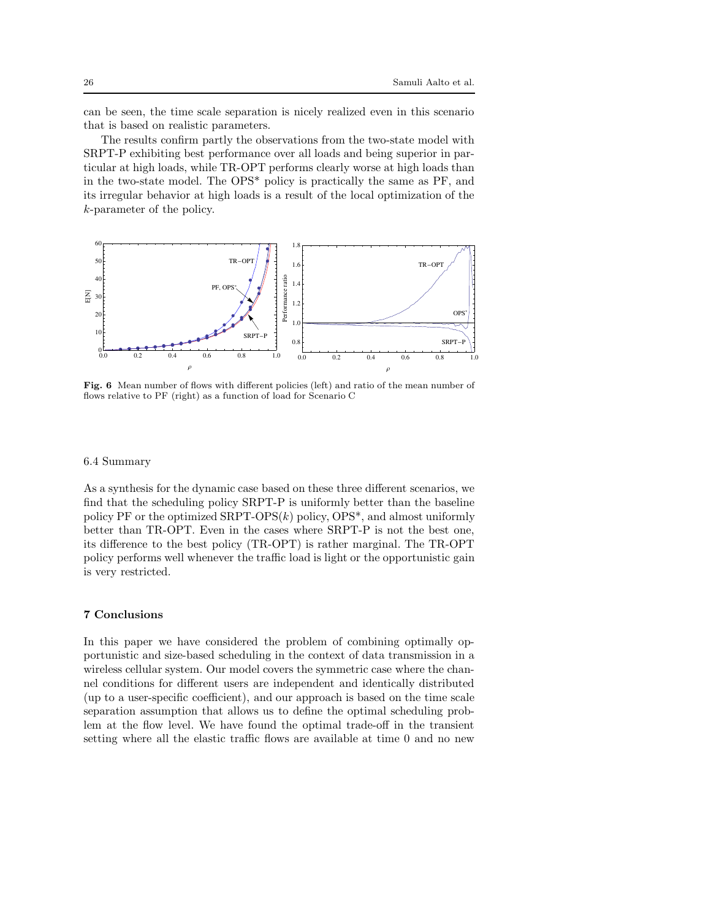can be seen, the time scale separation is nicely realized even in this scenario that is based on realistic parameters.

The results confirm partly the observations from the two-state model with SRPT-P exhibiting best performance over all loads and being superior in particular at high loads, while TR-OPT performs clearly worse at high loads than in the two-state model. The OPS* policy is practically the same as PF, and its irregular behavior at high loads is a result of the local optimization of the $k$-parameter of the policy.

**Fig. 6** Mean number of flows with different policies (left) and ratio of the mean number of flows relative to PF (right) as a function of load for Scenario C

### 6.4 Summary

As a synthesis for the dynamic case based on these three different scenarios, we find that the scheduling policy SRPT-P is uniformly better than the baseline policy PF or the optimized SRPT-OPS($k$) policy, OPS*, and almost uniformly better than TR-OPT. Even in the cases where SRPT-P is not the best one, its difference to the best policy (TR-OPT) is rather marginal. The TR-OPT policy performs well whenever the traffic load is light or the opportunistic gain is very restricted.

## 7 Conclusions

In this paper we have considered the problem of combining optimally opportunistic and size-based scheduling in the context of data transmission in a wireless cellular system. Our model covers the symmetric case where the channel conditions for different users are independent and identically distributed (up to a user-specific coefficient), and our approach is based on the time scale separation assumption that allows us to define the optimal scheduling problem at the flow level. We have found the optimal trade-off in the transient setting where all the elastic traffic flows are available at time 0 and no new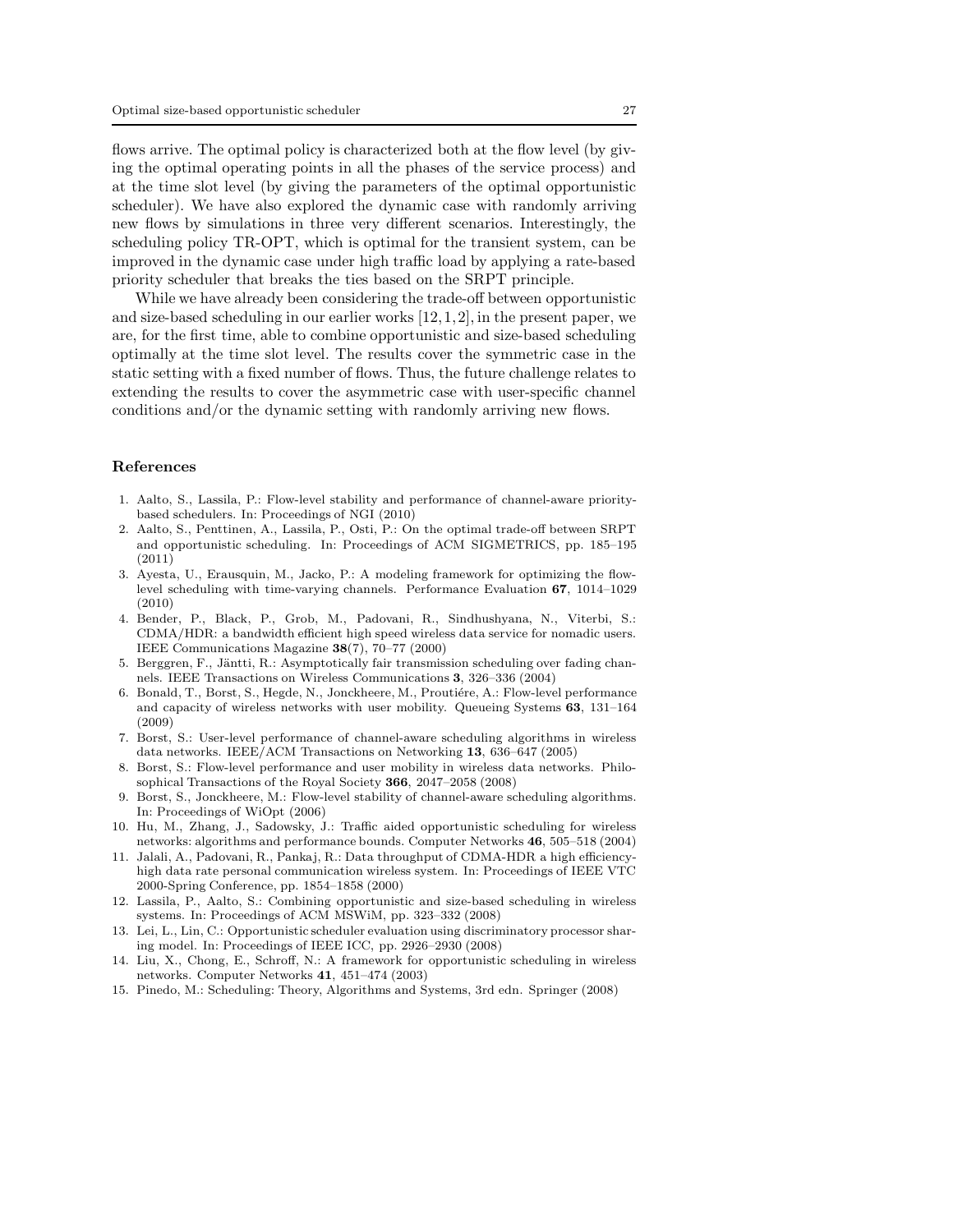flows arrive. The optimal policy is characterized both at the flow level (by giving the optimal operating points in all the phases of the service process) and at the time slot level (by giving the parameters of the optimal opportunistic scheduler). We have also explored the dynamic case with randomly arriving new flows by simulations in three very different scenarios. Interestingly, the scheduling policy TR-OPT, which is optimal for the transient system, can be improved in the dynamic case under high traffic load by applying a rate-based priority scheduler that breaks the ties based on the SRPT principle.

While we have already been considering the trade-off between opportunistic and size-based scheduling in our earlier works [12, 1, 2], in the present paper, we are, for the first time, able to combine opportunistic and size-based scheduling optimally at the time slot level. The results cover the symmetric case in the static setting with a fixed number of flows. Thus, the future challenge relates to extending the results to cover the asymmetric case with user-specific channel conditions and/or the dynamic setting with randomly arriving new flows.

## References

1. Aalto, S., Lassila, P.: Flow-level stability and performance of channel-aware priority-based schedulers. In: Proceedings of NGI (2010)
2. Aalto, S., Penttinen, A., Lassila, P., Osti, P.: On the optimal trade-off between SRPT and opportunistic scheduling. In: Proceedings of ACM SIGMETRICS, pp. 185–195 (2011)
3. Ayesta, U., Erausquin, M., Jacko, P.: A modeling framework for optimizing the flow-level scheduling with time-varying channels. Performance Evaluation **67**, 1014–1029 (2010)
4. Bender, P., Black, P., Grob, M., Padovani, R., Sindhushyana, N., Viterbi, S.: CDMA/HDR: a bandwidth efficient high speed wireless data service for nomadic users. IEEE Communications Magazine **38**(7), 70–77 (2000)
5. Berggren, F., Jäntti, R.: Asymptotically fair transmission scheduling over fading channels. IEEE Transactions on Wireless Communications **3**, 326–336 (2004)
6. Bonald, T., Borst, S., Hegde, N., Jonckheere, M., Proutiére, A.: Flow-level performance and capacity of wireless networks with user mobility. Queueing Systems **63**, 131–164 (2009)
7. Borst, S.: User-level performance of channel-aware scheduling algorithms in wireless data networks. IEEE/ACM Transactions on Networking **13**, 636–647 (2005)
8. Borst, S.: Flow-level performance and user mobility in wireless data networks. Philosophical Transactions of the Royal Society **366**, 2047–2058 (2008)
9. Borst, S., Jonckheere, M.: Flow-level stability of channel-aware scheduling algorithms. In: Proceedings of WiOpt (2006)
10. Hu, M., Zhang, J., Sadowsky, J.: Traffic aided opportunistic scheduling for wireless networks: algorithms and performance bounds. Computer Networks **46**, 505–518 (2004)
11. Jalali, A., Padovani, R., Pankaj, R.: Data throughput of CDMA-HDR a high efficiency-high data rate personal communication wireless system. In: Proceedings of IEEE VTC 2000-Spring Conference, pp. 1854–1858 (2000)
12. Lassila, P., Aalto, S.: Combining opportunistic and size-based scheduling in wireless systems. In: Proceedings of ACM MSWiM, pp. 323–332 (2008)
13. Lei, L., Lin, C.: Opportunistic scheduler evaluation using discriminatory processor sharing model. In: Proceedings of IEEE ICC, pp. 2926–2930 (2008)
14. Liu, X., Chong, E., Schroff, N.: A framework for opportunistic scheduling in wireless networks. Computer Networks **41**, 451–474 (2003)
15. Pinedo, M.: Scheduling: Theory, Algorithms and Systems, 3rd edn. Springer (2008)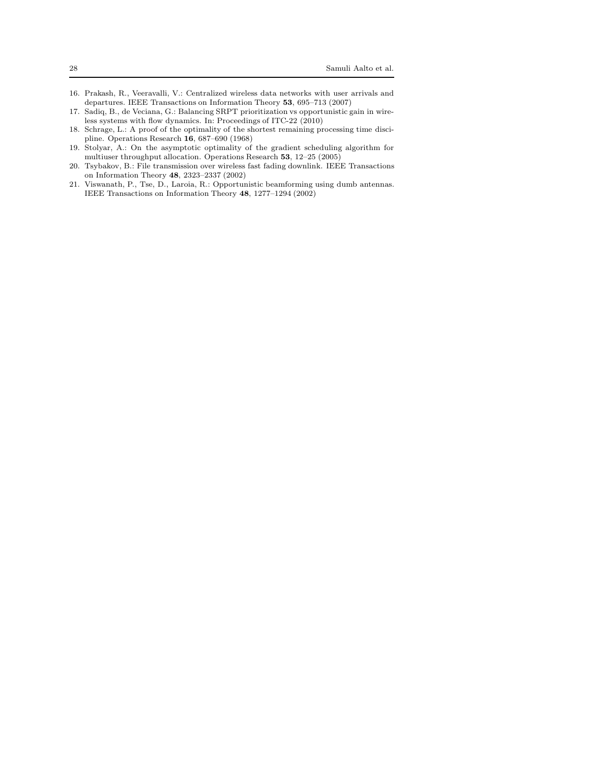16. Prakash, R., Veeravalli, V.: Centralized wireless data networks with user arrivals and departures. IEEE Transactions on Information Theory **53**, 695–713 (2007)
17. Sadiq, B., de Veciana, G.: Balancing SRPT prioritization vs opportunistic gain in wireless systems with flow dynamics. In: Proceedings of ITC-22 (2010)
18. Schrage, L.: A proof of the optimality of the shortest remaining processing time discipline. Operations Research **16**, 687–690 (1968)
19. Stolyar, A.: On the asymptotic optimality of the gradient scheduling algorithm for multiuser throughput allocation. Operations Research **53**, 12–25 (2005)
20. Tsybakov, B.: File transmission over wireless fast fading downlink. IEEE Transactions on Information Theory **48**, 2323–2337 (2002)
21. Viswanath, P., Tse, D., Laroia, R.: Opportunistic beamforming using dumb antennas. IEEE Transactions on Information Theory **48**, 1277–1294 (2002)